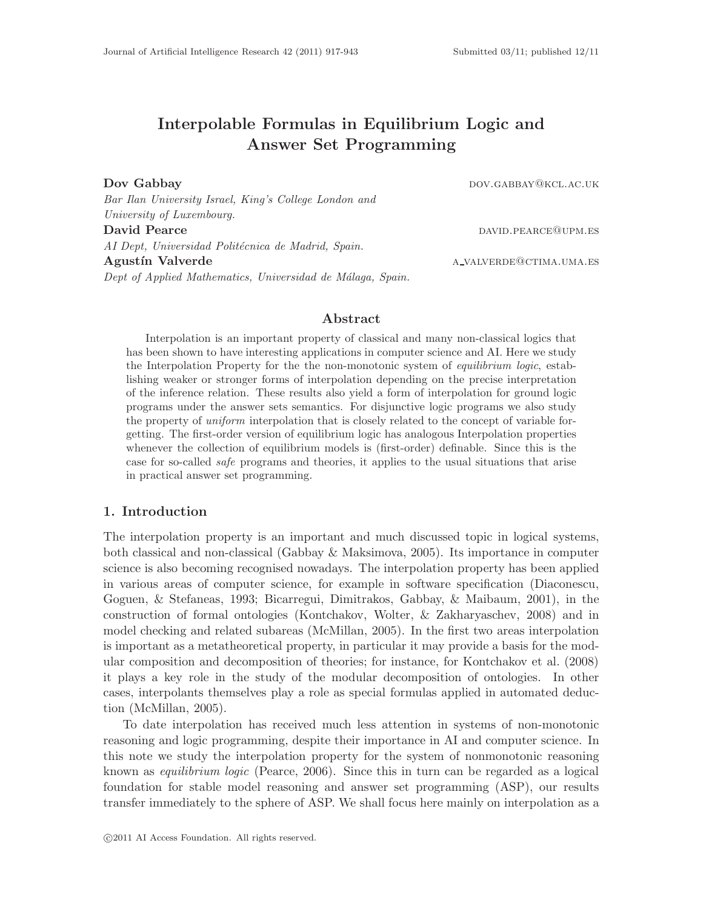# Interpolable Formulas in Equilibrium Logic and Answer Set Programming

**Dov Gabbay** dov.gabbay@kcl.ac.uk
*Bar Ilan University Israel, King's College London and University of Luxembourg.*

**David Pearce** david.pearce@upm.es
*AI Dept, Universidad Politécnica de Madrid, Spain.*

**Agustín Valverde** a_valverde@ctima.uma.es
*Dept of Applied Mathematics, Universidad de Málaga, Spain.*

## Abstract

Interpolation is an important property of classical and many non-classical logics that has been shown to have interesting applications in computer science and AI. Here we study the Interpolation Property for the the non-monotonic system of *equilibrium logic*, establishing weaker or stronger forms of interpolation depending on the precise interpretation of the inference relation. These results also yield a form of interpolation for ground logic programs under the answer sets semantics. For disjunctive logic programs we also study the property of *uniform* interpolation that is closely related to the concept of variable forgetting. The first-order version of equilibrium logic has analogous Interpolation properties whenever the collection of equilibrium models is (first-order) definable. Since this is the case for so-called *safe* programs and theories, it applies to the usual situations that arise in practical answer set programming.

## 1. Introduction

The interpolation property is an important and much discussed topic in logical systems, both classical and non-classical (Gabbay & Maksimova, 2005). Its importance in computer science is also becoming recognised nowadays. The interpolation property has been applied in various areas of computer science, for example in software specification (Diaconescu, Goguen, & Stefaneas, 1993; Bicarregui, Dimitrakos, Gabbay, & Maibaum, 2001), in the construction of formal ontologies (Kontchakov, Wolter, & Zakharyaschev, 2008) and in model checking and related subareas (McMillan, 2005). In the first two areas interpolation is important as a metatheoretical property, in particular it may provide a basis for the modular composition and decomposition of theories; for instance, for Kontchakov et al. (2008) it plays a key role in the study of the modular decomposition of ontologies. In other cases, interpolants themselves play a role as special formulas applied in automated deduction (McMillan, 2005).

To date interpolation has received much less attention in systems of non-monotonic reasoning and logic programming, despite their importance in AI and computer science. In this note we study the interpolation property for the system of nonmonotonic reasoning known as *equilibrium logic* (Pearce, 2006). Since this in turn can be regarded as a logical foundation for stable model reasoning and answer set programming (ASP), our results transfer immediately to the sphere of ASP. We shall focus here mainly on interpolation as a

©2011 AI Access Foundation. All rights reserved.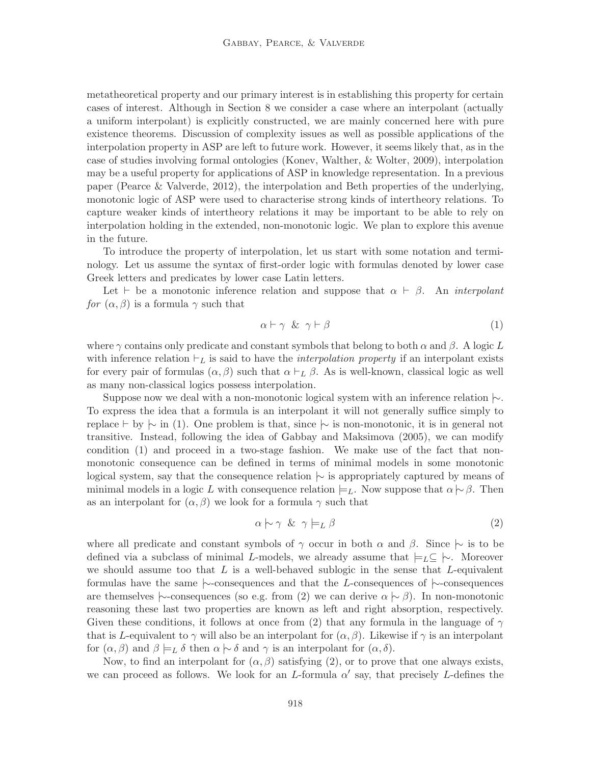metatheoretical property and our primary interest is in establishing this property for certain cases of interest. Although in Section 8 we consider a case where an interpolant (actually a uniform interpolant) is explicitly constructed, we are mainly concerned here with pure existence theorems. Discussion of complexity issues as well as possible applications of the interpolation property in ASP are left to future work. However, it seems likely that, as in the case of studies involving formal ontologies (Konev, Walther, & Wolter, 2009), interpolation may be a useful property for applications of ASP in knowledge representation. In a previous paper (Pearce & Valverde, 2012), the interpolation and Beth properties of the underlying, monotonic logic of ASP were used to characterise strong kinds of intertheory relations. To capture weaker kinds of intertheory relations it may be important to be able to rely on interpolation holding in the extended, non-monotonic logic. We plan to explore this avenue in the future.

To introduce the property of interpolation, let us start with some notation and terminology. Let us assume the syntax of first-order logic with formulas denoted by lower case Greek letters and predicates by lower case Latin letters.

Let $\vdash$ be a monotonic inference relation and suppose that $\alpha \vdash \beta$. An *interpolant for* $(\alpha, \beta)$ is a formula $\gamma$ such that

$$\alpha \vdash \gamma \ \ \& \ \ \gamma \vdash \beta \tag{1}$$

where $\gamma$ contains only predicate and constant symbols that belong to both $\alpha$ and $\beta$. A logic $L$ with inference relation $\vdash_L$ is said to have the *interpolation property* if an interpolant exists for every pair of formulas $(\alpha, \beta)$ such that $\alpha \vdash_L \beta$. As is well-known, classical logic as well as many non-classical logics possess interpolation.

Suppose now we deal with a non-monotonic logical system with an inference relation $\mid\!\sim$. To express the idea that a formula is an interpolant it will not generally suffice simply to replace $\vdash$ by $\mid\!\sim$ in (1). One problem is that, since $\mid\!\sim$ is non-monotonic, it is in general not transitive. Instead, following the idea of Gabbay and Maksimova (2005), we can modify condition (1) and proceed in a two-stage fashion. We make use of the fact that non-monotonic consequence can be defined in terms of minimal models in some monotonic logical system, say that the consequence relation $\mid\!\sim$ is appropriately captured by means of minimal models in a logic $L$ with consequence relation $\models_L$. Now suppose that $\alpha \mid\!\sim \beta$. Then as an interpolant for $(\alpha, \beta)$ we look for a formula $\gamma$ such that

$$\alpha \mid\!\sim \gamma \ \ \& \ \ \gamma \models_L \beta \tag{2}$$

where all predicate and constant symbols of $\gamma$ occur in both $\alpha$ and $\beta$. Since $\mid\!\sim$ is to be defined via a subclass of minimal $L$-models, we already assume that $\models_L \subseteq \mid\!\sim$. Moreover we should assume too that $L$ is a well-behaved sublogic in the sense that $L$-equivalent formulas have the same $\mid\!\sim$-consequences and that the $L$-consequences of $\mid\!\sim$-consequences are themselves $\mid\!\sim$-consequences (so e.g. from (2) we can derive $\alpha \mid\!\sim \beta$). In non-monotonic reasoning these last two properties are known as left and right absorption, respectively. Given these conditions, it follows at once from (2) that any formula in the language of $\gamma$ that is $L$-equivalent to $\gamma$ will also be an interpolant for $(\alpha, \beta)$. Likewise if $\gamma$ is an interpolant for $(\alpha, \beta)$ and $\beta \models_L \delta$ then $\alpha \mid\!\sim \delta$ and $\gamma$ is an interpolant for $(\alpha, \delta)$.

Now, to find an interpolant for $(\alpha, \beta)$ satisfying (2), or to prove that one always exists, we can proceed as follows. We look for an $L$-formula $\alpha'$ say, that precisely $L$-defines the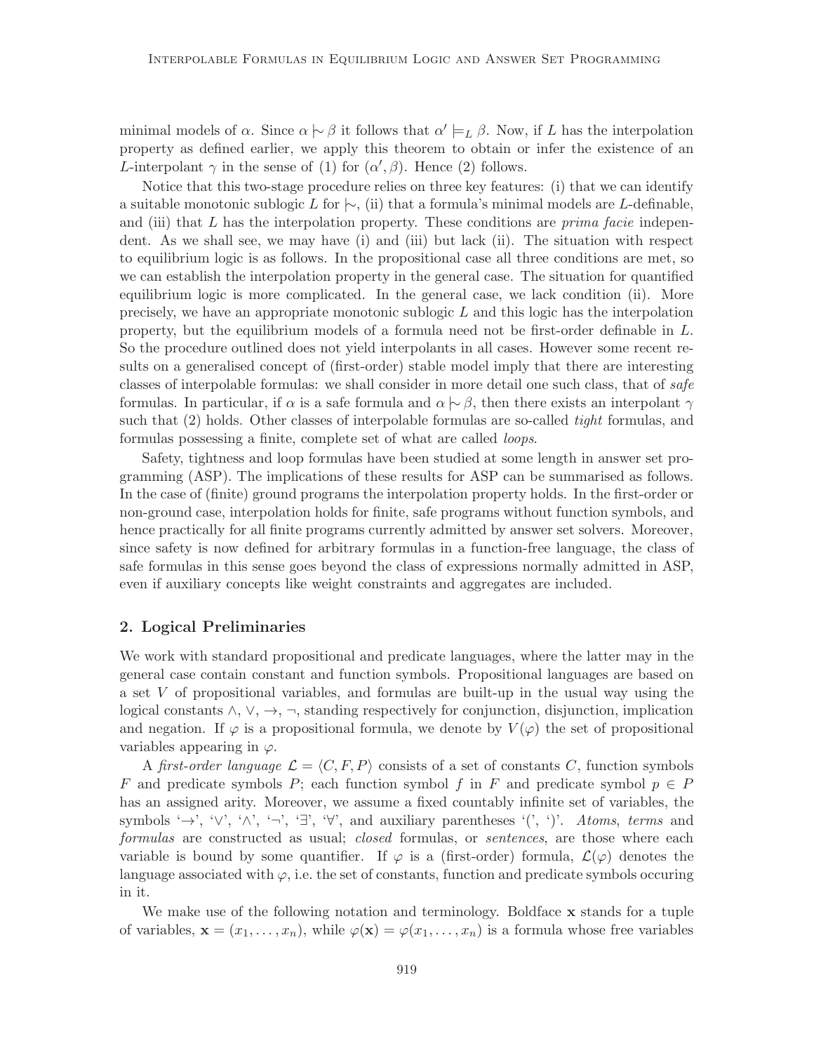minimal models of $\alpha$. Since $\alpha \mathrel{|\!\sim} \beta$ it follows that $\alpha' \models_L \beta$. Now, if $L$ has the interpolation property as defined earlier, we apply this theorem to obtain or infer the existence of an $L$-interpolant $\gamma$ in the sense of (1) for $(\alpha', \beta)$. Hence (2) follows.

Notice that this two-stage procedure relies on three key features: (i) that we can identify a suitable monotonic sublogic $L$ for $\mathrel{|\!\sim}$, (ii) that a formula's minimal models are $L$-definable, and (iii) that $L$ has the interpolation property. These conditions are *prima facie* independent. As we shall see, we may have (i) and (iii) but lack (ii). The situation with respect to equilibrium logic is as follows. In the propositional case all three conditions are met, so we can establish the interpolation property in the general case. The situation for quantified equilibrium logic is more complicated. In the general case, we lack condition (ii). More precisely, we have an appropriate monotonic sublogic $L$ and this logic has the interpolation property, but the equilibrium models of a formula need not be first-order definable in $L$. So the procedure outlined does not yield interpolants in all cases. However some recent results on a generalised concept of (first-order) stable model imply that there are interesting classes of interpolable formulas: we shall consider in more detail one such class, that of *safe* formulas. In particular, if $\alpha$ is a safe formula and $\alpha \mathrel{|\!\sim} \beta$, then there exists an interpolant $\gamma$ such that (2) holds. Other classes of interpolable formulas are so-called *tight* formulas, and formulas possessing a finite, complete set of what are called *loops*.

Safety, tightness and loop formulas have been studied at some length in answer set programming (ASP). The implications of these results for ASP can be summarised as follows. In the case of (finite) ground programs the interpolation property holds. In the first-order or non-ground case, interpolation holds for finite, safe programs without function symbols, and hence practically for all finite programs currently admitted by answer set solvers. Moreover, since safety is now defined for arbitrary formulas in a function-free language, the class of safe formulas in this sense goes beyond the class of expressions normally admitted in ASP, even if auxiliary concepts like weight constraints and aggregates are included.

## 2. Logical Preliminaries

We work with standard propositional and predicate languages, where the latter may in the general case contain constant and function symbols. Propositional languages are based on a set $V$ of propositional variables, and formulas are built-up in the usual way using the logical constants $\wedge$, $\vee$, $\rightarrow$, $\neg$, standing respectively for conjunction, disjunction, implication and negation. If $\varphi$ is a propositional formula, we denote by $V(\varphi)$ the set of propositional variables appearing in $\varphi$.

A *first-order language* $\mathcal{L} = \langle C, F, P\rangle$ consists of a set of constants $C$, function symbols $F$ and predicate symbols $P$; each function symbol $f$ in $F$ and predicate symbol $p \in P$ has an assigned arity. Moreover, we assume a fixed countably infinite set of variables, the symbols '$\rightarrow$', '$\vee$', '$\wedge$', '$\neg$', '$\exists$', '$\forall$', and auxiliary parentheses '(', ')'. *Atoms*, *terms* and *formulas* are constructed as usual; *closed* formulas, or *sentences*, are those where each variable is bound by some quantifier. If $\varphi$ is a (first-order) formula, $\mathcal{L}(\varphi)$ denotes the language associated with $\varphi$, i.e. the set of constants, function and predicate symbols occuring in it.

We make use of the following notation and terminology. Boldface $\mathbf{x}$ stands for a tuple of variables, $\mathbf{x} = (x_1, \ldots, x_n)$, while $\varphi(\mathbf{x}) = \varphi(x_1, \ldots, x_n)$ is a formula whose free variables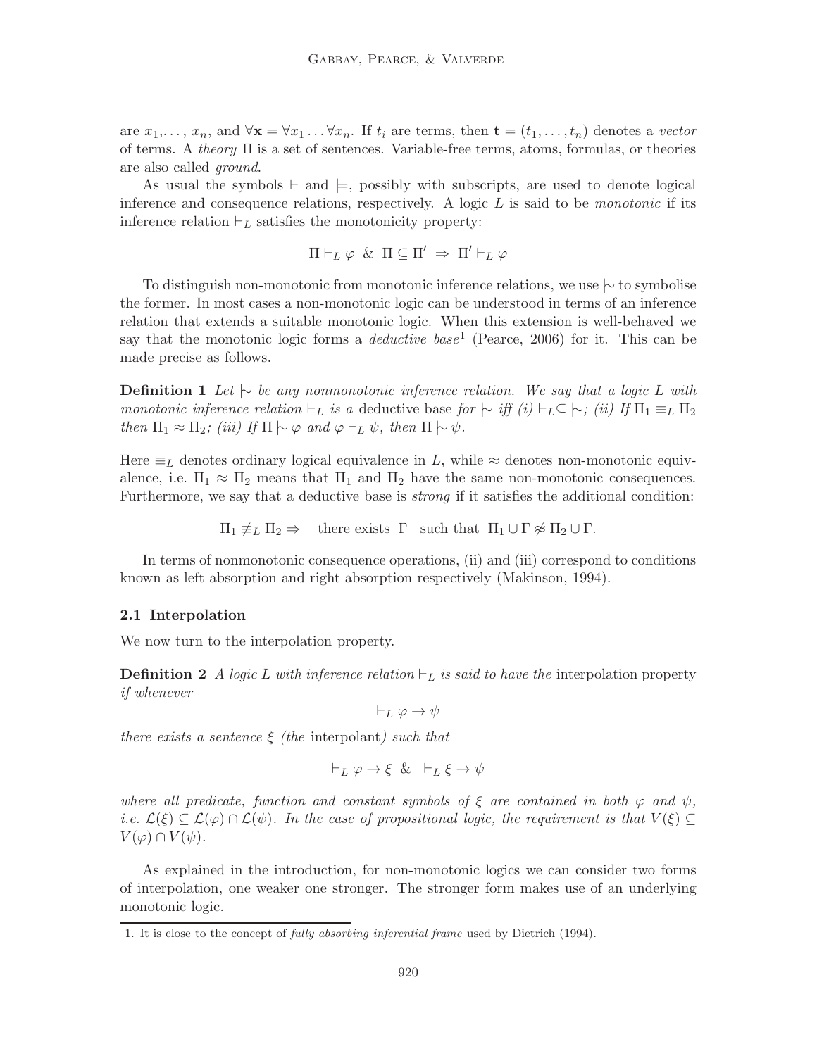are $x_1, \ldots, x_n$, and $\forall \mathbf{x} = \forall x_1 \ldots \forall x_n$. If $t_i$ are terms, then $\mathbf{t} = (t_1, \ldots, t_n)$ denotes a *vector* of terms. A *theory* $\Pi$ is a set of sentences. Variable-free terms, atoms, formulas, or theories are also called *ground*.

As usual the symbols $\vdash$ and $\models$, possibly with subscripts, are used to denote logical inference and consequence relations, respectively. A logic $L$ is said to be *monotonic* if its inference relation $\vdash_L$ satisfies the monotonicity property:

$$\Pi \vdash_L \varphi \ \& \ \Pi \subseteq \Pi' \Rightarrow \Pi' \vdash_L \varphi$$

To distinguish non-monotonic from monotonic inference relations, we use $\mathrel{|\!\sim}$ to symbolise the former. In most cases a non-monotonic logic can be understood in terms of an inference relation that extends a suitable monotonic logic. When this extension is well-behaved we say that the monotonic logic forms a *deductive base*[1] (Pearce, 2006) for it. This can be made precise as follows.

**Definition 1** *Let $\mathrel{|\!\sim}$ be any nonmonotonic inference relation. We say that a logic $L$ with monotonic inference relation $\vdash_L$ is a* deductive base *for $\mathrel{|\!\sim}$ iff (i) $\vdash_L \subseteq \mathrel{|\!\sim}$; (ii) If $\Pi_1 \equiv_L \Pi_2$ then $\Pi_1 \approx \Pi_2$; (iii) If $\Pi \mathrel{|\!\sim} \varphi$ and $\varphi \vdash_L \psi$, then $\Pi \mathrel{|\!\sim} \psi$.*

Here $\equiv_L$ denotes ordinary logical equivalence in $L$, while $\approx$ denotes non-monotonic equivalence, i.e. $\Pi_1 \approx \Pi_2$ means that $\Pi_1$ and $\Pi_2$ have the same non-monotonic consequences. Furthermore, we say that a deductive base is *strong* if it satisfies the additional condition:

$$\Pi_1 \not\equiv_L \Pi_2 \Rightarrow \quad \text{there exists } \Gamma \quad \text{such that } \Pi_1 \cup \Gamma \not\approx \Pi_2 \cup \Gamma.$$

In terms of nonmonotonic consequence operations, (ii) and (iii) correspond to conditions known as left absorption and right absorption respectively (Makinson, 1994).

### 2.1 Interpolation

We now turn to the interpolation property.

**Definition 2** *A logic $L$ with inference relation $\vdash_L$ is said to have the* interpolation property *if whenever*

$$\vdash_L \varphi \to \psi$$

*there exists a sentence $\xi$ (the* interpolant*) such that*

$$\vdash_L \varphi \to \xi \ \& \ \vdash_L \xi \to \psi$$

*where all predicate, function and constant symbols of $\xi$ are contained in both $\varphi$ and $\psi$, i.e. $\mathcal{L}(\xi) \subseteq \mathcal{L}(\varphi) \cap \mathcal{L}(\psi)$. In the case of propositional logic, the requirement is that $V(\xi) \subseteq V(\varphi) \cap V(\psi)$.*

As explained in the introduction, for non-monotonic logics we can consider two forms of interpolation, one weaker one stronger. The stronger form makes use of an underlying monotonic logic.

1. It is close to the concept of *fully absorbing inferential frame* used by Dietrich (1994).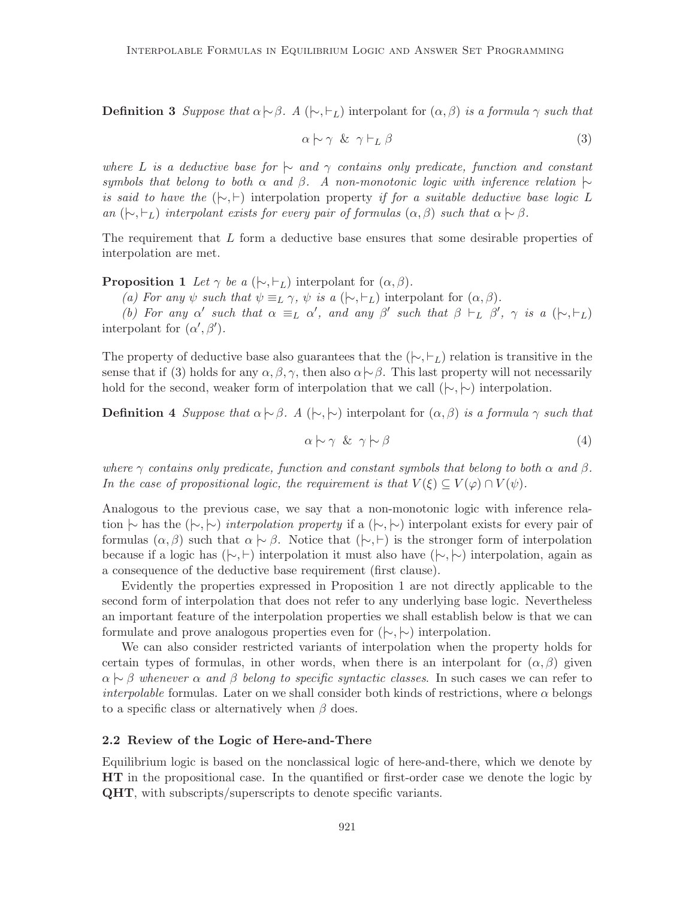**Definition 3** *Suppose that* $\alpha \mid\!\sim \beta$*. A* $(\mid\!\sim, \vdash_L)$ interpolant *for* $(\alpha, \beta)$ *is a formula* $\gamma$ *such that*

$$\alpha \mid\!\sim \gamma \ \ \& \ \ \gamma \vdash_L \beta \tag{3}$$

*where* $L$ *is a deductive base for* $\mid\!\sim$ *and* $\gamma$ *contains only predicate, function and constant symbols that belong to both* $\alpha$ *and* $\beta$*. A non-monotonic logic with inference relation* $\mid\!\sim$ *is said to have the* $(\mid\!\sim, \vdash)$ interpolation property *if for a suitable deductive base logic* $L$ *an* $(\mid\!\sim, \vdash_L)$ *interpolant exists for every pair of formulas* $(\alpha, \beta)$ *such that* $\alpha \mid\!\sim \beta$*.*

The requirement that $L$ form a deductive base ensures that some desirable properties of interpolation are met.

**Proposition 1** *Let* $\gamma$ *be a* $(\mid\!\sim, \vdash_L)$ interpolant *for* $(\alpha, \beta)$*.*

*(a) For any* $\psi$ *such that* $\psi \equiv_L \gamma$*,* $\psi$ *is a* $(\mid\!\sim, \vdash_L)$ interpolant *for* $(\alpha, \beta)$*.*

*(b) For any* $\alpha'$ *such that* $\alpha \equiv_L \alpha'$*, and any* $\beta'$ *such that* $\beta \vdash_L \beta'$*,* $\gamma$ *is a* $(\mid\!\sim, \vdash_L)$ interpolant *for* $(\alpha', \beta')$*.*

The property of deductive base also guarantees that the $(\mid\!\sim, \vdash_L)$ relation is transitive in the sense that if (3) holds for any $\alpha, \beta, \gamma$, then also $\alpha \mid\!\sim \beta$. This last property will not necessarily hold for the second, weaker form of interpolation that we call $(\mid\!\sim, \mid\!\sim)$ interpolation.

**Definition 4** *Suppose that* $\alpha \mid\!\sim \beta$*. A* $(\mid\!\sim, \mid\!\sim)$ interpolant *for* $(\alpha, \beta)$ *is a formula* $\gamma$ *such that*

$$\alpha \mid\!\sim \gamma \ \ \& \ \ \gamma \mid\!\sim \beta \tag{4}$$

*where* $\gamma$ *contains only predicate, function and constant symbols that belong to both* $\alpha$ *and* $\beta$*. In the case of propositional logic, the requirement is that* $V(\xi) \subseteq V(\varphi) \cap V(\psi)$*.*

Analogous to the previous case, we say that a non-monotonic logic with inference relation $\mid\!\sim$ has the $(\mid\!\sim, \mid\!\sim)$ *interpolation property* if a $(\mid\!\sim, \mid\!\sim)$ interpolant exists for every pair of formulas $(\alpha, \beta)$ such that $\alpha \mid\!\sim \beta$. Notice that $(\mid\!\sim, \vdash)$ is the stronger form of interpolation because if a logic has $(\mid\!\sim, \vdash)$ interpolation it must also have $(\mid\!\sim, \mid\!\sim)$ interpolation, again as a consequence of the deductive base requirement (first clause).

Evidently the properties expressed in Proposition 1 are not directly applicable to the second form of interpolation that does not refer to any underlying base logic. Nevertheless an important feature of the interpolation properties we shall establish below is that we can formulate and prove analogous properties even for $(\mid\!\sim, \mid\!\sim)$ interpolation.

We can also consider restricted variants of interpolation when the property holds for certain types of formulas, in other words, when there is an interpolant for $(\alpha, \beta)$ given $\alpha \mid\!\sim \beta$ *whenever* $\alpha$ *and* $\beta$ *belong to specific syntactic classes*. In such cases we can refer to *interpolable* formulas. Later on we shall consider both kinds of restrictions, where $\alpha$ belongs to a specific class or alternatively when $\beta$ does.

### 2.2 Review of the Logic of Here-and-There

Equilibrium logic is based on the nonclassical logic of here-and-there, which we denote by **HT** in the propositional case. In the quantified or first-order case we denote the logic by **QHT**, with subscripts/superscripts to denote specific variants.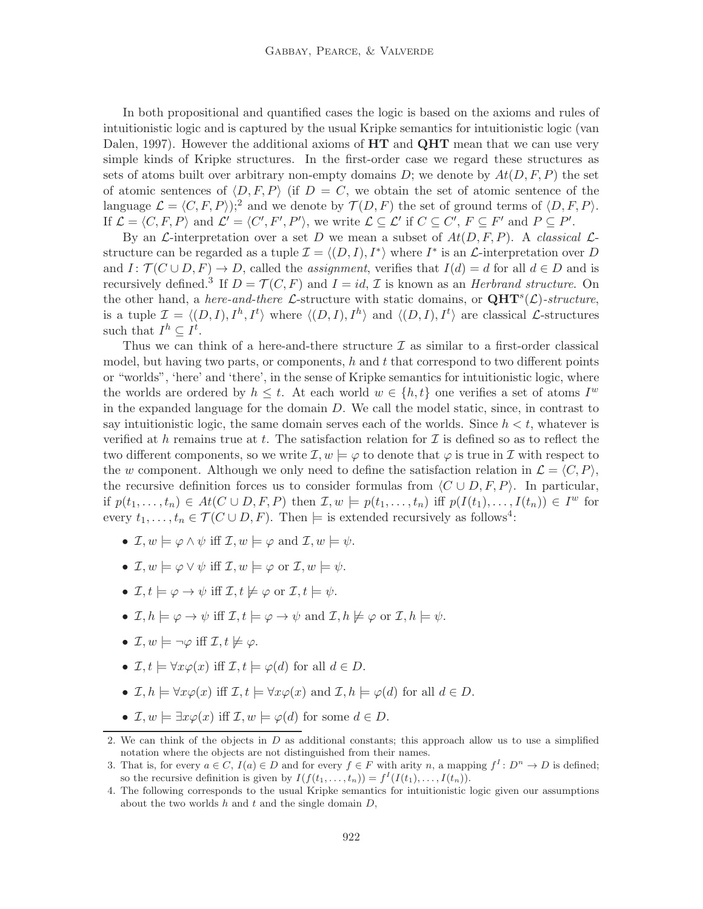In both propositional and quantified cases the logic is based on the axioms and rules of intuitionistic logic and is captured by the usual Kripke semantics for intuitionistic logic (van Dalen, 1997). However the additional axioms of **HT** and **QHT** mean that we can use very simple kinds of Kripke structures. In the first-order case we regard these structures as sets of atoms built over arbitrary non-empty domains $D$; we denote by $At(D, F, P)$ the set of atomic sentences of $\langle D, F, P\rangle$ (if $D = C$, we obtain the set of atomic sentence of the language $\mathcal{L} = \langle C, F, P\rangle$);[2] and we denote by $\mathcal{T}(D, F)$ the set of ground terms of $\langle D, F, P\rangle$. If $\mathcal{L} = \langle C, F, P\rangle$ and $\mathcal{L}' = \langle C', F', P'\rangle$, we write $\mathcal{L} \subseteq \mathcal{L}'$ if $C \subseteq C'$, $F \subseteq F'$ and $P \subseteq P'$.

By an $\mathcal{L}$-interpretation over a set $D$ we mean a subset of $At(D, F, P)$. A *classical* $\mathcal{L}$-structure can be regarded as a tuple $\mathcal{I} = \langle (D, I), I^*\rangle$ where $I^*$ is an $\mathcal{L}$-interpretation over $D$ and $I \colon \mathcal{T}(C \cup D, F) \to D$, called the *assignment*, verifies that $I(d) = d$ for all $d \in D$ and is recursively defined.[3] If $D = \mathcal{T}(C, F)$ and $I = id$, $\mathcal{I}$ is known as an *Herbrand structure*. On the other hand, a *here-and-there* $\mathcal{L}$-structure with static domains, or $\mathbf{QHT}^s(\mathcal{L})$-*structure*, is a tuple $\mathcal{I} = \langle (D, I), I^h, I^t\rangle$ where $\langle (D, I), I^h\rangle$ and $\langle (D, I), I^t\rangle$ are classical $\mathcal{L}$-structures such that $I^h \subseteq I^t$.

Thus we can think of a here-and-there structure $\mathcal{I}$ as similar to a first-order classical model, but having two parts, or components, $h$ and $t$ that correspond to two different points or "worlds", 'here' and 'there', in the sense of Kripke semantics for intuitionistic logic, where the worlds are ordered by $h \leq t$. At each world $w \in \{h, t\}$ one verifies a set of atoms $I^w$ in the expanded language for the domain $D$. We call the model static, since, in contrast to say intuitionistic logic, the same domain serves each of the worlds. Since $h < t$, whatever is verified at $h$ remains true at $t$. The satisfaction relation for $\mathcal{I}$ is defined so as to reflect the two different components, so we write $\mathcal{I}, w \models \varphi$ to denote that $\varphi$ is true in $\mathcal{I}$ with respect to the $w$ component. Although we only need to define the satisfaction relation in $\mathcal{L} = \langle C, P\rangle$, the recursive definition forces us to consider formulas from $\langle C \cup D, F, P\rangle$. In particular, if $p(t_1, \ldots, t_n) \in At(C \cup D, F, P)$ then $\mathcal{I}, w \models p(t_1, \ldots, t_n)$ iff $p(I(t_1), \ldots, I(t_n)) \in I^w$ for every $t_1, \ldots, t_n \in \mathcal{T}(C \cup D, F)$. Then $\models$ is extended recursively as follows[4]:

- $\mathcal{I}, w \models \varphi \wedge \psi$ iff $\mathcal{I}, w \models \varphi$ and $\mathcal{I}, w \models \psi$.
- $\mathcal{I}, w \models \varphi \vee \psi$ iff $\mathcal{I}, w \models \varphi$ or $\mathcal{I}, w \models \psi$.
- $\mathcal{I}, t \models \varphi \to \psi$ iff $\mathcal{I}, t \not\models \varphi$ or $\mathcal{I}, t \models \psi$.
- $\mathcal{I}, h \models \varphi \to \psi$ iff $\mathcal{I}, t \models \varphi \to \psi$ and $\mathcal{I}, h \not\models \varphi$ or $\mathcal{I}, h \models \psi$.
- $\mathcal{I}, w \models \neg\varphi$ iff $\mathcal{I}, t \not\models \varphi$.
- $\mathcal{I}, t \models \forall x \varphi(x)$ iff $\mathcal{I}, t \models \varphi(d)$ for all $d \in D$.
- $\mathcal{I}, h \models \forall x \varphi(x)$ iff $\mathcal{I}, t \models \forall x \varphi(x)$ and $\mathcal{I}, h \models \varphi(d)$ for all $d \in D$.
- $\mathcal{I}, w \models \exists x \varphi(x)$ iff $\mathcal{I}, w \models \varphi(d)$ for some $d \in D$.

---

2. We can think of the objects in $D$ as additional constants; this approach allow us to use a simplified notation where the objects are not distinguished from their names.
3. That is, for every $a \in C$, $I(a) \in D$ and for every $f \in F$ with arity $n$, a mapping $f^I \colon D^n \to D$ is defined; so the recursive definition is given by $I(f(t_1, \ldots, t_n)) = f^I(I(t_1), \ldots, I(t_n))$.
4. The following corresponds to the usual Kripke semantics for intuitionistic logic given our assumptions about the two worlds $h$ and $t$ and the single domain $D$,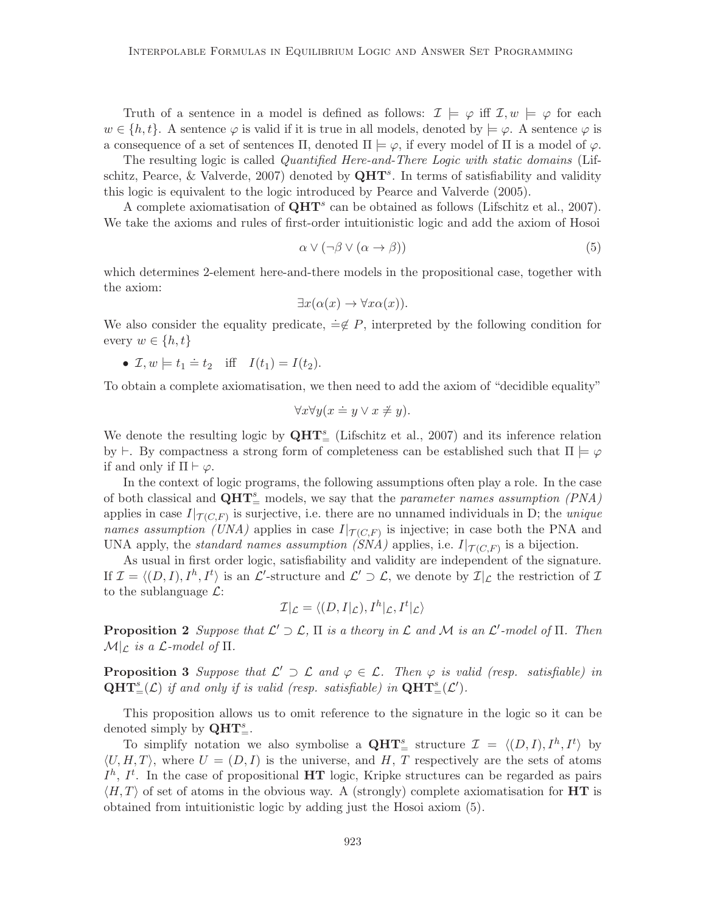Truth of a sentence in a model is defined as follows: $\mathcal{I} \models \varphi$ iff $\mathcal{I}, w \models \varphi$ for each $w \in \{h, t\}$. A sentence $\varphi$ is valid if it is true in all models, denoted by $\models \varphi$. A sentence $\varphi$ is a consequence of a set of sentences $\Pi$, denoted $\Pi \models \varphi$, if every model of $\Pi$ is a model of $\varphi$.

The resulting logic is called *Quantified Here-and-There Logic with static domains* (Lifschitz, Pearce, & Valverde, 2007) denoted by $\mathbf{QHT}^s$. In terms of satisfiability and validity this logic is equivalent to the logic introduced by Pearce and Valverde (2005).

A complete axiomatisation of $\mathbf{QHT}^s$ can be obtained as follows (Lifschitz et al., 2007). We take the axioms and rules of first-order intuitionistic logic and add the axiom of Hosoi

$$\alpha \vee (\neg\beta \vee (\alpha \rightarrow \beta)) \tag{5}$$

which determines 2-element here-and-there models in the propositional case, together with the axiom:

$$\exists x(\alpha(x) \rightarrow \forall x \alpha(x)).$$

We also consider the equality predicate, $\doteq \notin P$, interpreted by the following condition for every $w \in \{h, t\}$

- $\mathcal{I}, w \models t_1 \doteq t_2$ iff $I(t_1) = I(t_2)$.

To obtain a complete axiomatisation, we then need to add the axiom of "decidible equality"

$$\forall x \forall y (x \doteq y \vee x \not\doteq y).$$

We denote the resulting logic by $\mathbf{QHT}^s_=$ (Lifschitz et al., 2007) and its inference relation by $\vdash$. By compactness a strong form of completeness can be established such that $\Pi \models \varphi$ if and only if $\Pi \vdash \varphi$.

In the context of logic programs, the following assumptions often play a role. In the case of both classical and $\mathbf{QHT}^s_=$ models, we say that the *parameter names assumption (PNA)* applies in case $I|_{\mathcal{T}(C,F)}$ is surjective, i.e. there are no unnamed individuals in D; the *unique names assumption (UNA)* applies in case $I|_{\mathcal{T}(C,F)}$ is injective; in case both the PNA and UNA apply, the *standard names assumption (SNA)* applies, i.e. $I|_{\mathcal{T}(C,F)}$ is a bijection.

As usual in first order logic, satisfiability and validity are independent of the signature. If $\mathcal{I} = \langle (D, I), I^h, I^t \rangle$ is an $\mathcal{L}'$-structure and $\mathcal{L}' \supset \mathcal{L}$, we denote by $\mathcal{I}|_{\mathcal{L}}$ the restriction of $\mathcal{I}$ to the sublanguage $\mathcal{L}$:

$$\mathcal{I}|_{\mathcal{L}} = \langle (D, I|_{\mathcal{L}}), I^h|_{\mathcal{L}}, I^t|_{\mathcal{L}} \rangle$$

**Proposition 2** *Suppose that $\mathcal{L}' \supset \mathcal{L}$, $\Pi$ is a theory in $\mathcal{L}$ and $\mathcal{M}$ is an $\mathcal{L}'$-model of $\Pi$. Then $\mathcal{M}|_{\mathcal{L}}$ is a $\mathcal{L}$-model of $\Pi$.*

**Proposition 3** *Suppose that $\mathcal{L}' \supset \mathcal{L}$ and $\varphi \in \mathcal{L}$. Then $\varphi$ is valid (resp. satisfiable) in $\mathbf{QHT}^s_=(\mathcal{L})$ if and only if is valid (resp. satisfiable) in $\mathbf{QHT}^s_=(\mathcal{L}')$.*

This proposition allows us to omit reference to the signature in the logic so it can be denoted simply by $\mathbf{QHT}^s_=$.

To simplify notation we also symbolise a $\mathbf{QHT}^s_=$ structure $\mathcal{I} = \langle (D, I), I^h, I^t \rangle$ by $\langle U, H, T \rangle$, where $U = (D, I)$ is the universe, and $H$, $T$ respectively are the sets of atoms $I^h$, $I^t$. In the case of propositional $\mathbf{HT}$ logic, Kripke structures can be regarded as pairs $\langle H, T \rangle$ of set of atoms in the obvious way. A (strongly) complete axiomatisation for $\mathbf{HT}$ is obtained from intuitionistic logic by adding just the Hosoi axiom (5).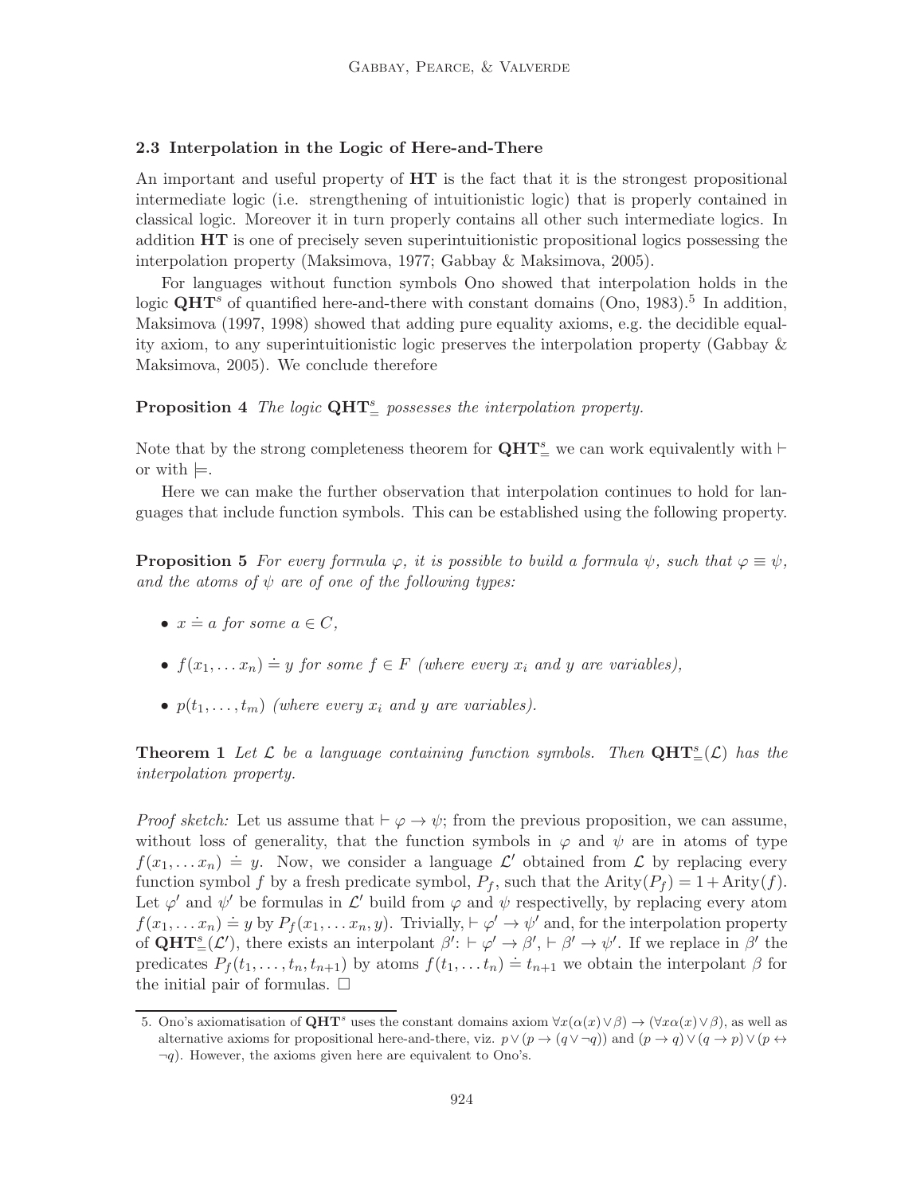### 2.3 Interpolation in the Logic of Here-and-There

An important and useful property of **HT** is the fact that it is the strongest propositional intermediate logic (i.e. strengthening of intuitionistic logic) that is properly contained in classical logic. Moreover it in turn properly contains all other such intermediate logics. In addition **HT** is one of precisely seven superintuitionistic propositional logics possessing the interpolation property (Maksimova, 1977; Gabbay & Maksimova, 2005).

For languages without function symbols Ono showed that interpolation holds in the logic $\mathbf{QHT}^s$ of quantified here-and-there with constant domains (Ono, 1983).[5] In addition, Maksimova (1997, 1998) showed that adding pure equality axioms, e.g. the decidible equality axiom, to any superintuitionistic logic preserves the interpolation property (Gabbay & Maksimova, 2005). We conclude therefore

**Proposition 4** *The logic* $\mathbf{QHT}^s_=$ *possesses the interpolation property.*

Note that by the strong completeness theorem for $\mathbf{QHT}^s_=$ we can work equivalently with $\vdash$ or with $\models$.

Here we can make the further observation that interpolation continues to hold for languages that include function symbols. This can be established using the following property.

**Proposition 5** *For every formula* $\varphi$*, it is possible to build a formula* $\psi$*, such that* $\varphi \equiv \psi$*, and the atoms of* $\psi$ *are of one of the following types:*

- $x \doteq a$ *for some* $a \in C$*,*
- $f(x_1, \ldots x_n) \doteq y$ *for some* $f \in F$ *(where every* $x_i$ *and* $y$ *are variables),*
- $p(t_1, \ldots, t_m)$ *(where every* $x_i$ *and* $y$ *are variables).*

**Theorem 1** *Let* $\mathcal{L}$ *be a language containing function symbols. Then* $\mathbf{QHT}^s_=(\mathcal{L})$ *has the interpolation property.*

*Proof sketch:* Let us assume that $\vdash \varphi \to \psi$; from the previous proposition, we can assume, without loss of generality, that the function symbols in $\varphi$ and $\psi$ are in atoms of type $f(x_1, \ldots x_n) \doteq y$. Now, we consider a language $\mathcal{L}'$ obtained from $\mathcal{L}$ by replacing every function symbol $f$ by a fresh predicate symbol, $P_f$, such that the $\text{Arity}(P_f) = 1 + \text{Arity}(f)$. Let $\varphi'$ and $\psi'$ be formulas in $\mathcal{L}'$ build from $\varphi$ and $\psi$ respectivelly, by replacing every atom $f(x_1, \ldots x_n) \doteq y$ by $P_f(x_1, \ldots x_n, y)$. Trivially, $\vdash \varphi' \to \psi'$ and, for the interpolation property of $\mathbf{QHT}^s_=(\mathcal{L}')$, there exists an interpolant $\beta'$: $\vdash \varphi' \to \beta'$, $\vdash \beta' \to \psi'$. If we replace in $\beta'$ the predicates $P_f(t_1, \ldots, t_n, t_{n+1})$ by atoms $f(t_1, \ldots t_n) \doteq t_{n+1}$ we obtain the interpolant $\beta$ for the initial pair of formulas. $\square$

---

5. Ono's axiomatisation of $\mathbf{QHT}^s$ uses the constant domains axiom $\forall x(\alpha(x) \vee \beta) \to (\forall x \alpha(x) \vee \beta)$, as well as alternative axioms for propositional here-and-there, viz. $p \vee (p \to (q \vee \neg q))$ and $(p \to q) \vee (q \to p) \vee (p \leftrightarrow \neg q)$. However, the axioms given here are equivalent to Ono's.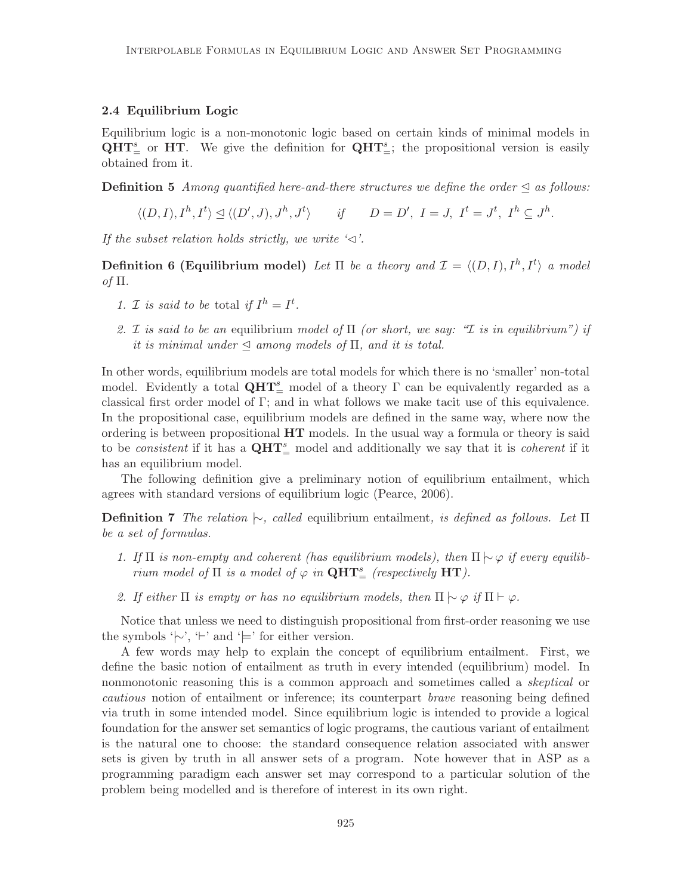### 2.4 Equilibrium Logic

Equilibrium logic is a non-monotonic logic based on certain kinds of minimal models in $\mathbf{QHT}^s_=$ or $\mathbf{HT}$. We give the definition for $\mathbf{QHT}^s_=$; the propositional version is easily obtained from it.

**Definition 5** *Among quantified here-and-there structures we define the order $\trianglelefteq$ as follows:*

$$\langle (D, I), I^h, I^t \rangle \trianglelefteq \langle (D', J), J^h, J^t \rangle \qquad \textit{if} \qquad D = D',\ I = J,\ I^t = J^t,\ I^h \subseteq J^h.$$

*If the subset relation holds strictly, we write '$\triangleleft$'.*

**Definition 6 (Equilibrium model)** *Let $\Pi$ be a theory and $\mathcal{I} = \langle (D, I), I^h, I^t \rangle$ a model of $\Pi$.*

1. *$\mathcal{I}$ is said to be* total *if $I^h = I^t$.*
2. *$\mathcal{I}$ is said to be an* equilibrium *model of $\Pi$ (or short, we say: "$\mathcal{I}$ is in equilibrium") if it is minimal under $\trianglelefteq$ among models of $\Pi$, and it is total.*

In other words, equilibrium models are total models for which there is no 'smaller' non-total model. Evidently a total $\mathbf{QHT}^s_=$ model of a theory $\Gamma$ can be equivalently regarded as a classical first order model of $\Gamma$; and in what follows we make tacit use of this equivalence. In the propositional case, equilibrium models are defined in the same way, where now the ordering is between propositional $\mathbf{HT}$ models. In the usual way a formula or theory is said to be *consistent* if it has a $\mathbf{QHT}^s_=$ model and additionally we say that it is *coherent* if it has an equilibrium model.

The following definition give a preliminary notion of equilibrium entailment, which agrees with standard versions of equilibrium logic (Pearce, 2006).

**Definition 7** *The relation $\mid\!\sim$, called* equilibrium entailment*, is defined as follows. Let $\Pi$ be a set of formulas.*

1. *If $\Pi$ is non-empty and coherent (has equilibrium models), then $\Pi \mid\!\sim \varphi$ if every equilibrium model of $\Pi$ is a model of $\varphi$ in $\mathbf{QHT}^s_=$ (respectively $\mathbf{HT}$).*
2. *If either $\Pi$ is empty or has no equilibrium models, then $\Pi \mid\!\sim \varphi$ if $\Pi \vdash \varphi$.*

Notice that unless we need to distinguish propositional from first-order reasoning we use the symbols '$\mid\!\sim$', '$\vdash$' and '$\models$' for either version.

A few words may help to explain the concept of equilibrium entailment. First, we define the basic notion of entailment as truth in every intended (equilibrium) model. In nonmonotonic reasoning this is a common approach and sometimes called a *skeptical* or *cautious* notion of entailment or inference; its counterpart *brave* reasoning being defined via truth in some intended model. Since equilibrium logic is intended to provide a logical foundation for the answer set semantics of logic programs, the cautious variant of entailment is the natural one to choose: the standard consequence relation associated with answer sets is given by truth in all answer sets of a program. Note however that in ASP as a programming paradigm each answer set may correspond to a particular solution of the problem being modelled and is therefore of interest in its own right.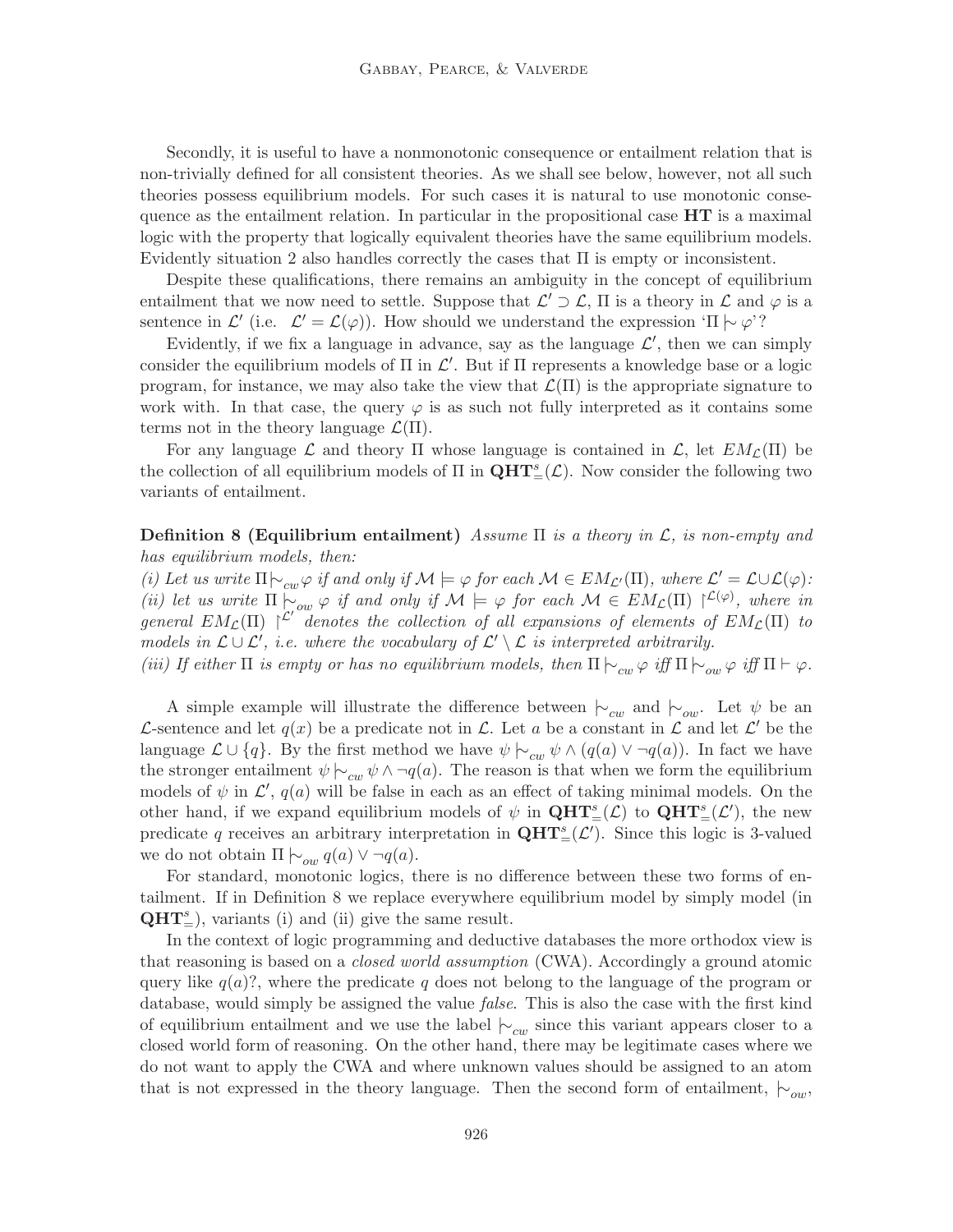Secondly, it is useful to have a nonmonotonic consequence or entailment relation that is non-trivially defined for all consistent theories. As we shall see below, however, not all such theories possess equilibrium models. For such cases it is natural to use monotonic consequence as the entailment relation. In particular in the propositional case **HT** is a maximal logic with the property that logically equivalent theories have the same equilibrium models. Evidently situation 2 also handles correctly the cases that $\Pi$ is empty or inconsistent.

Despite these qualifications, there remains an ambiguity in the concept of equilibrium entailment that we now need to settle. Suppose that $\mathcal{L}' \supset \mathcal{L}$, $\Pi$ is a theory in $\mathcal{L}$ and $\varphi$ is a sentence in $\mathcal{L}'$ (i.e. $\mathcal{L}' = \mathcal{L}(\varphi)$). How should we understand the expression '$\Pi \mid\!\sim \varphi$'?

Evidently, if we fix a language in advance, say as the language $\mathcal{L}'$, then we can simply consider the equilibrium models of $\Pi$ in $\mathcal{L}'$. But if $\Pi$ represents a knowledge base or a logic program, for instance, we may also take the view that $\mathcal{L}(\Pi)$ is the appropriate signature to work with. In that case, the query $\varphi$ is as such not fully interpreted as it contains some terms not in the theory language $\mathcal{L}(\Pi)$.

For any language $\mathcal{L}$ and theory $\Pi$ whose language is contained in $\mathcal{L}$, let $EM_{\mathcal{L}}(\Pi)$ be the collection of all equilibrium models of $\Pi$ in $\mathbf{QHT}^s_=(\mathcal{L})$. Now consider the following two variants of entailment.

**Definition 8 (Equilibrium entailment)** *Assume $\Pi$ is a theory in $\mathcal{L}$, is non-empty and has equilibrium models, then:*
*(i) Let us write $\Pi \mid\!\sim_{cw} \varphi$ if and only if $\mathcal{M} \models \varphi$ for each $\mathcal{M} \in EM_{\mathcal{L}'}(\Pi)$, where $\mathcal{L}' = \mathcal{L} \cup \mathcal{L}(\varphi)$:*
*(ii) let us write $\Pi \mid\!\sim_{ow} \varphi$ if and only if $\mathcal{M} \models \varphi$ for each $\mathcal{M} \in EM_{\mathcal{L}}(\Pi) \restriction^{\mathcal{L}(\varphi)}$, where in general $EM_{\mathcal{L}}(\Pi) \restriction^{\mathcal{L}'}$ denotes the collection of all expansions of elements of $EM_{\mathcal{L}}(\Pi)$ to models in $\mathcal{L} \cup \mathcal{L}'$, i.e. where the vocabulary of $\mathcal{L}' \setminus \mathcal{L}$ is interpreted arbitrarily.*
*(iii) If either $\Pi$ is empty or has no equilibrium models, then $\Pi \mid\!\sim_{cw} \varphi$ iff $\Pi \mid\!\sim_{ow} \varphi$ iff $\Pi \vdash \varphi$.*

A simple example will illustrate the difference between $\mid\!\sim_{cw}$ and $\mid\!\sim_{ow}$. Let $\psi$ be an $\mathcal{L}$-sentence and let $q(x)$ be a predicate not in $\mathcal{L}$. Let $a$ be a constant in $\mathcal{L}$ and let $\mathcal{L}'$ be the language $\mathcal{L} \cup \{q\}$. By the first method we have $\psi \mid\!\sim_{cw} \psi \wedge (q(a) \vee \neg q(a))$. In fact we have the stronger entailment $\psi \mid\!\sim_{cw} \psi \wedge \neg q(a)$. The reason is that when we form the equilibrium models of $\psi$ in $\mathcal{L}'$, $q(a)$ will be false in each as an effect of taking minimal models. On the other hand, if we expand equilibrium models of $\psi$ in $\mathbf{QHT}^s_=(\mathcal{L})$ to $\mathbf{QHT}^s_=(\mathcal{L}')$, the new predicate $q$ receives an arbitrary interpretation in $\mathbf{QHT}^s_=(\mathcal{L}')$. Since this logic is 3-valued we do not obtain $\Pi \mid\!\sim_{ow} q(a) \vee \neg q(a)$.

For standard, monotonic logics, there is no difference between these two forms of entailment. If in Definition 8 we replace everywhere equilibrium model by simply model (in $\mathbf{QHT}^s_=$), variants (i) and (ii) give the same result.

In the context of logic programming and deductive databases the more orthodox view is that reasoning is based on a *closed world assumption* (CWA). Accordingly a ground atomic query like $q(a)$?, where the predicate $q$ does not belong to the language of the program or database, would simply be assigned the value *false*. This is also the case with the first kind of equilibrium entailment and we use the label $\mid\!\sim_{cw}$ since this variant appears closer to a closed world form of reasoning. On the other hand, there may be legitimate cases where we do not want to apply the CWA and where unknown values should be assigned to an atom that is not expressed in the theory language. Then the second form of entailment, $\mid\!\sim_{ow}$,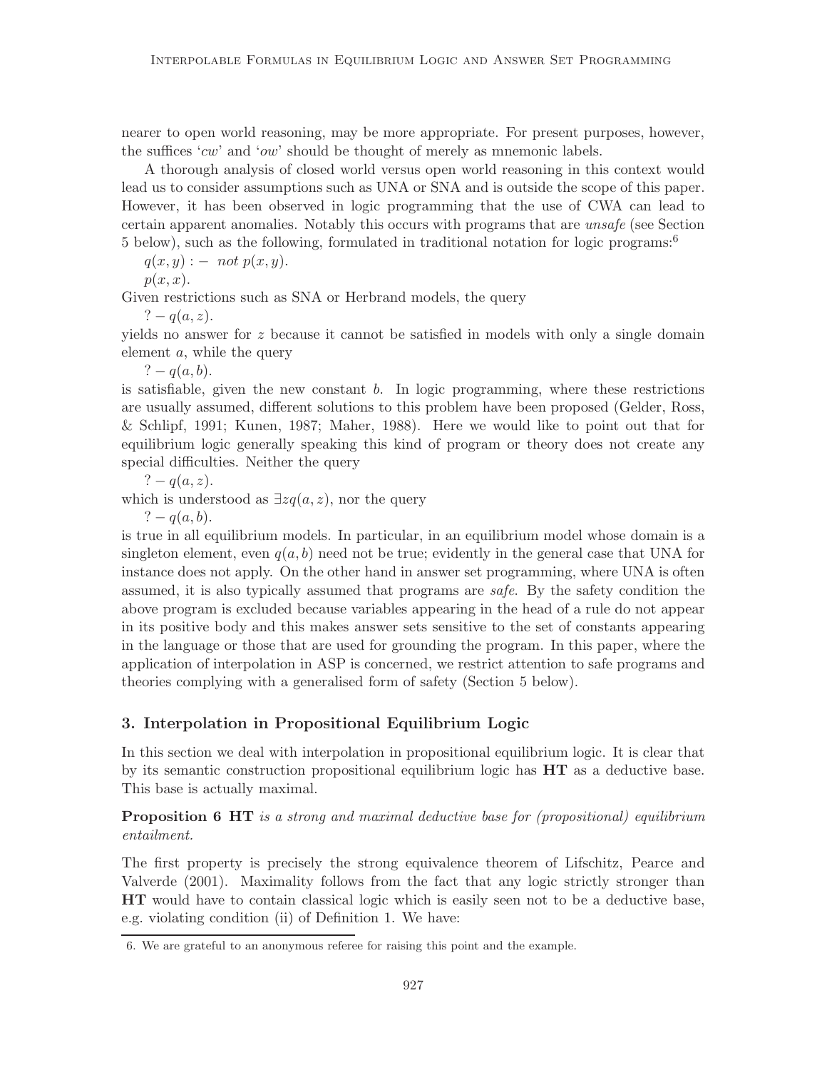nearer to open world reasoning, may be more appropriate. For present purposes, however, the suffices '*cw*' and '*ow*' should be thought of merely as mnemonic labels.

A thorough analysis of closed world versus open world reasoning in this context would lead us to consider assumptions such as UNA or SNA and is outside the scope of this paper. However, it has been observed in logic programming that the use of CWA can lead to certain apparent anomalies. Notably this occurs with programs that are *unsafe* (see Section 5 below), such as the following, formulated in traditional notation for logic programs:[6]

$q(x, y) :-\ not\ p(x, y).$
$p(x, x).$

Given restrictions such as SNA or Herbrand models, the query

$?- q(a, z).$

yields no answer for $z$ because it cannot be satisfied in models with only a single domain element $a$, while the query

$?- q(a, b).$

is satisfiable, given the new constant $b$. In logic programming, where these restrictions are usually assumed, different solutions to this problem have been proposed (Gelder, Ross, & Schlipf, 1991; Kunen, 1987; Maher, 1988). Here we would like to point out that for equilibrium logic generally speaking this kind of program or theory does not create any special difficulties. Neither the query

$?- q(a, z).$

which is understood as $\exists z q(a, z)$, nor the query

$?- q(a, b).$

is true in all equilibrium models. In particular, in an equilibrium model whose domain is a singleton element, even $q(a, b)$ need not be true; evidently in the general case that UNA for instance does not apply. On the other hand in answer set programming, where UNA is often assumed, it is also typically assumed that programs are *safe*. By the safety condition the above program is excluded because variables appearing in the head of a rule do not appear in its positive body and this makes answer sets sensitive to the set of constants appearing in the language or those that are used for grounding the program. In this paper, where the application of interpolation in ASP is concerned, we restrict attention to safe programs and theories complying with a generalised form of safety (Section 5 below).

## 3. Interpolation in Propositional Equilibrium Logic

In this section we deal with interpolation in propositional equilibrium logic. It is clear that by its semantic construction propositional equilibrium logic has **HT** as a deductive base. This base is actually maximal.

**Proposition 6** ***HT*** *is a strong and maximal deductive base for (propositional) equilibrium entailment.*

The first property is precisely the strong equivalence theorem of Lifschitz, Pearce and Valverde (2001). Maximality follows from the fact that any logic strictly stronger than **HT** would have to contain classical logic which is easily seen not to be a deductive base, e.g. violating condition (ii) of Definition 1. We have:

6. We are grateful to an anonymous referee for raising this point and the example.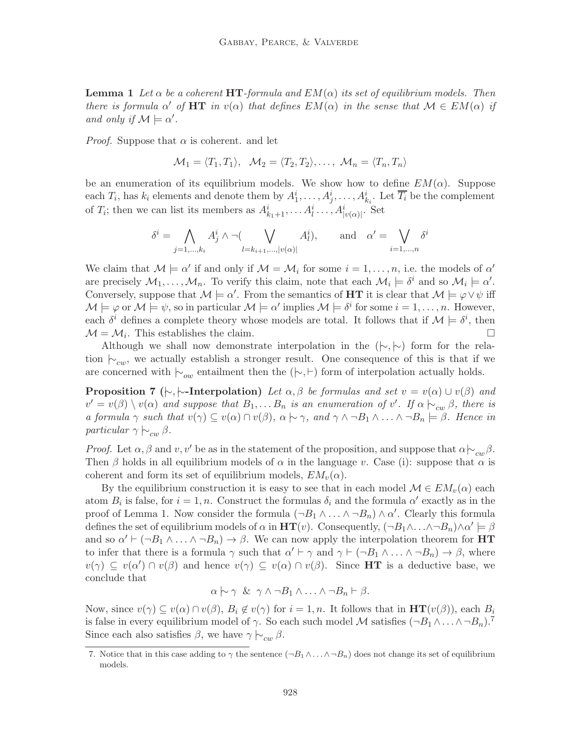**Lemma 1** *Let $\alpha$ be a coherent* **HT***-formula and $EM(\alpha)$ its set of equilibrium models. Then there is formula $\alpha'$ of* **HT** *in $v(\alpha)$ that defines $EM(\alpha)$ in the sense that $\mathcal{M} \in EM(\alpha)$ if and only if $\mathcal{M} \models \alpha'$.*

*Proof.* Suppose that $\alpha$ is coherent. and let

$$\mathcal{M}_1 = \langle T_1, T_1 \rangle, \ \ \mathcal{M}_2 = \langle T_2, T_2 \rangle, \ldots, \ \mathcal{M}_n = \langle T_n, T_n \rangle$$

be an enumeration of its equilibrium models. We show how to define $EM(\alpha)$. Suppose each $T_i$, has $k_i$ elements and denote them by $A^i_1, \ldots, A^i_j, \ldots, A^i_{k_i}$. Let $\overline{T_i}$ be the complement of $T_i$; then we can list its members as $A^i_{k_1+1}, \ldots A^i_l \ldots, A^i_{|v(\alpha)|}$. Set

$$\delta^i = \bigwedge_{j=1,\ldots,k_i} A^i_j \wedge \neg(\bigvee_{l=k_{i+1},\ldots,|v(\alpha)|} A^i_l), \qquad \text{and} \quad \alpha' = \bigvee_{i=1,\ldots,n} \delta^i$$

We claim that $\mathcal{M} \models \alpha'$ if and only if $\mathcal{M} = \mathcal{M}_i$ for some $i = 1, \ldots, n$, i.e. the models of $\alpha'$ are precisely $\mathcal{M}_1, \ldots, \mathcal{M}_n$. To verify this claim, note that each $\mathcal{M}_i \models \delta^i$ and so $\mathcal{M}_i \models \alpha'$. Conversely, suppose that $\mathcal{M} \models \alpha'$. From the semantics of **HT** it is clear that $\mathcal{M} \models \varphi \vee \psi$ iff $\mathcal{M} \models \varphi$ or $\mathcal{M} \models \psi$, so in particular $\mathcal{M} \models \alpha'$ implies $\mathcal{M} \models \delta^i$ for some $i = 1, \ldots, n$. However, each $\delta^i$ defines a complete theory whose models are total. It follows that if $\mathcal{M} \models \delta^i$, then $\mathcal{M} = \mathcal{M}_i$. This establishes the claim. □

Although we shall now demonstrate interpolation in the $(\mid\!\sim, \mid\!\sim)$ form for the relation $\mid\!\sim_{cw}$, we actually establish a stronger result. One consequence of this is that if we are concerned with $\mid\!\sim_{ow}$ entailment then the $(\mid\!\sim, \vdash)$ form of interpolation actually holds.

**Proposition 7 ($\mid\!\sim, \mid\!\sim$-Interpolation)** *Let $\alpha, \beta$ be formulas and set $v = v(\alpha) \cup v(\beta)$ and $v' = v(\beta) \setminus v(\alpha)$ and suppose that $B_1, \ldots B_n$ is an enumeration of $v'$. If $\alpha \mid\!\sim_{cw} \beta$, there is a formula $\gamma$ such that $v(\gamma) \subseteq v(\alpha) \cap v(\beta)$, $\alpha \mid\!\sim \gamma$, and $\gamma \wedge \neg B_1 \wedge \ldots \wedge \neg B_n \models \beta$. Hence in particular $\gamma \mid\!\sim_{cw} \beta$.*

*Proof.* Let $\alpha, \beta$ and $v, v'$ be as in the statement of the proposition, and suppose that $\alpha \mid\!\sim_{cw} \beta$. Then $\beta$ holds in all equilibrium models of $\alpha$ in the language $v$. Case (i): suppose that $\alpha$ is coherent and form its set of equilibrium models, $EM_v(\alpha)$.

By the equilibrium construction it is easy to see that in each model $\mathcal{M} \in EM_v(\alpha)$ each atom $B_i$ is false, for $i = 1, n$. Construct the formulas $\delta_i$ and the formula $\alpha'$ exactly as in the proof of Lemma 1. Now consider the formula $(\neg B_1 \wedge \ldots \wedge \neg B_n) \wedge \alpha'$. Clearly this formula defines the set of equilibrium models of $\alpha$ in $\mathbf{HT}(v)$. Consequently, $(\neg B_1 \wedge \ldots \wedge \neg B_n) \wedge \alpha' \models \beta$ and so $\alpha' \vdash (\neg B_1 \wedge \ldots \wedge \neg B_n) \rightarrow \beta$. We can now apply the interpolation theorem for **HT** to infer that there is a formula $\gamma$ such that $\alpha' \vdash \gamma$ and $\gamma \vdash (\neg B_1 \wedge \ldots \wedge \neg B_n) \rightarrow \beta$, where $v(\gamma) \subseteq v(\alpha') \cap v(\beta)$ and hence $v(\gamma) \subseteq v(\alpha) \cap v(\beta)$. Since **HT** is a deductive base, we conclude that

$$\alpha \mid\!\sim \gamma \ \ \& \ \ \gamma \wedge \neg B_1 \wedge \ldots \wedge \neg B_n \vdash \beta.$$

Now, since $v(\gamma) \subseteq v(\alpha) \cap v(\beta)$, $B_i \notin v(\gamma)$ for $i = 1, n$. It follows that in $\mathbf{HT}(v(\beta))$, each $B_i$ is false in every equilibrium model of $\gamma$. So each such model $\mathcal{M}$ satisfies $(\neg B_1 \wedge \ldots \wedge \neg B_n)$.[7] Since each also satisfies $\beta$, we have $\gamma \mid\!\sim_{cw} \beta$.

7. Notice that in this case adding to $\gamma$ the sentence $(\neg B_1 \wedge \ldots \wedge \neg B_n)$ does not change its set of equilibrium models.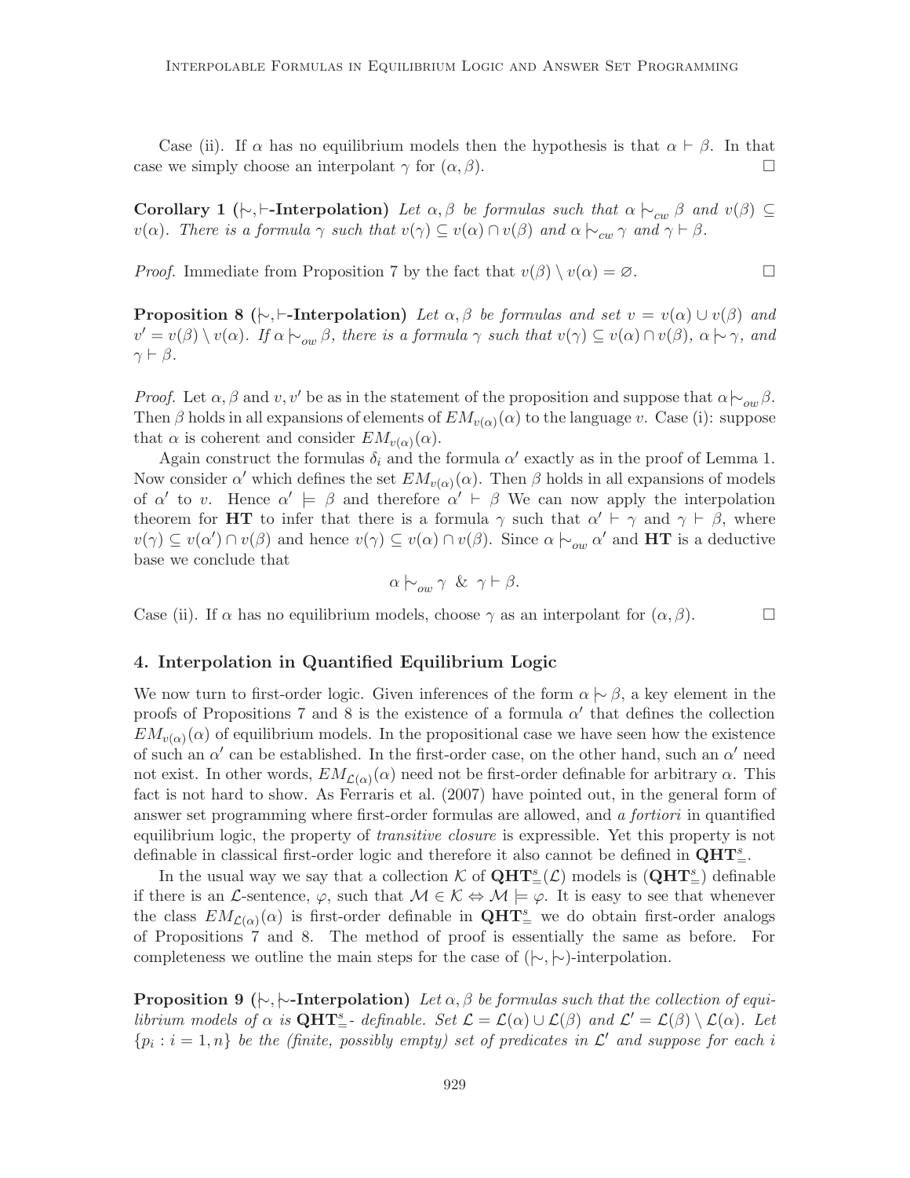Case (ii). If $\alpha$ has no equilibrium models then the hypothesis is that $\alpha \vdash \beta$. In that case we simply choose an interpolant $\gamma$ for $(\alpha, \beta)$. $\square$

**Corollary 1** **($\mid\!\sim, \vdash$-Interpolation)** *Let $\alpha, \beta$ be formulas such that $\alpha \mid\!\sim_{cw} \beta$ and $v(\beta) \subseteq v(\alpha)$. There is a formula $\gamma$ such that $v(\gamma) \subseteq v(\alpha) \cap v(\beta)$ and $\alpha \mid\!\sim_{cw} \gamma$ and $\gamma \vdash \beta$.*

*Proof.* Immediate from Proposition 7 by the fact that $v(\beta) \setminus v(\alpha) = \varnothing$. $\square$

**Proposition 8** **($\mid\!\sim, \vdash$-Interpolation)** *Let $\alpha, \beta$ be formulas and set $v = v(\alpha) \cup v(\beta)$ and $v' = v(\beta) \setminus v(\alpha)$. If $\alpha \mid\!\sim_{ow} \beta$, there is a formula $\gamma$ such that $v(\gamma) \subseteq v(\alpha) \cap v(\beta)$, $\alpha \mid\!\sim \gamma$, and $\gamma \vdash \beta$.*

*Proof.* Let $\alpha, \beta$ and $v, v'$ be as in the statement of the proposition and suppose that $\alpha \mid\!\sim_{ow} \beta$. Then $\beta$ holds in all expansions of elements of $EM_{v(\alpha)}(\alpha)$ to the language $v$. Case (i): suppose that $\alpha$ is coherent and consider $EM_{v(\alpha)}(\alpha)$.

Again construct the formulas $\delta_i$ and the formula $\alpha'$ exactly as in the proof of Lemma 1. Now consider $\alpha'$ which defines the set $EM_{v(\alpha)}(\alpha)$. Then $\beta$ holds in all expansions of models of $\alpha'$ to $v$. Hence $\alpha' \models \beta$ and therefore $\alpha' \vdash \beta$ We can now apply the interpolation theorem for **HT** to infer that there is a formula $\gamma$ such that $\alpha' \vdash \gamma$ and $\gamma \vdash \beta$, where $v(\gamma) \subseteq v(\alpha') \cap v(\beta)$ and hence $v(\gamma) \subseteq v(\alpha) \cap v(\beta)$. Since $\alpha \mid\!\sim_{ow} \alpha'$ and **HT** is a deductive base we conclude that

$$\alpha \mid\!\sim_{ow} \gamma \;\;\&\;\; \gamma \vdash \beta.$$

Case (ii). If $\alpha$ has no equilibrium models, choose $\gamma$ as an interpolant for $(\alpha, \beta)$. $\square$

## 4. Interpolation in Quantified Equilibrium Logic

We now turn to first-order logic. Given inferences of the form $\alpha \mid\!\sim \beta$, a key element in the proofs of Propositions 7 and 8 is the existence of a formula $\alpha'$ that defines the collection $EM_{v(\alpha)}(\alpha)$ of equilibrium models. In the propositional case we have seen how the existence of such an $\alpha'$ can be established. In the first-order case, on the other hand, such an $\alpha'$ need not exist. In other words, $EM_{\mathcal{L}(\alpha)}(\alpha)$ need not be first-order definable for arbitrary $\alpha$. This fact is not hard to show. As Ferraris et al. (2007) have pointed out, in the general form of answer set programming where first-order formulas are allowed, and *a fortiori* in quantified equilibrium logic, the property of *transitive closure* is expressible. Yet this property is not definable in classical first-order logic and therefore it also cannot be defined in $\mathbf{QHT}^s_=$.

In the usual way we say that a collection $\mathcal{K}$ of $\mathbf{QHT}^s_=(\mathcal{L})$ models is ($\mathbf{QHT}^s_=$) definable if there is an $\mathcal{L}$-sentence, $\varphi$, such that $\mathcal{M} \in \mathcal{K} \Leftrightarrow \mathcal{M} \models \varphi$. It is easy to see that whenever the class $EM_{\mathcal{L}(\alpha)}(\alpha)$ is first-order definable in $\mathbf{QHT}^s_=$ we do obtain first-order analogs of Propositions 7 and 8. The method of proof is essentially the same as before. For completeness we outline the main steps for the case of $(\mid\!\sim, \mid\!\sim)$-interpolation.

**Proposition 9** **($\mid\!\sim, \mid\!\sim$-Interpolation)** *Let $\alpha, \beta$ be formulas such that the collection of equilibrium models of $\alpha$ is $\mathbf{QHT}^s_=$- definable. Set $\mathcal{L} = \mathcal{L}(\alpha) \cup \mathcal{L}(\beta)$ and $\mathcal{L}' = \mathcal{L}(\beta) \setminus \mathcal{L}(\alpha)$. Let $\{p_i : i = 1, n\}$ be the (finite, possibly empty) set of predicates in $\mathcal{L}'$ and suppose for each $i$*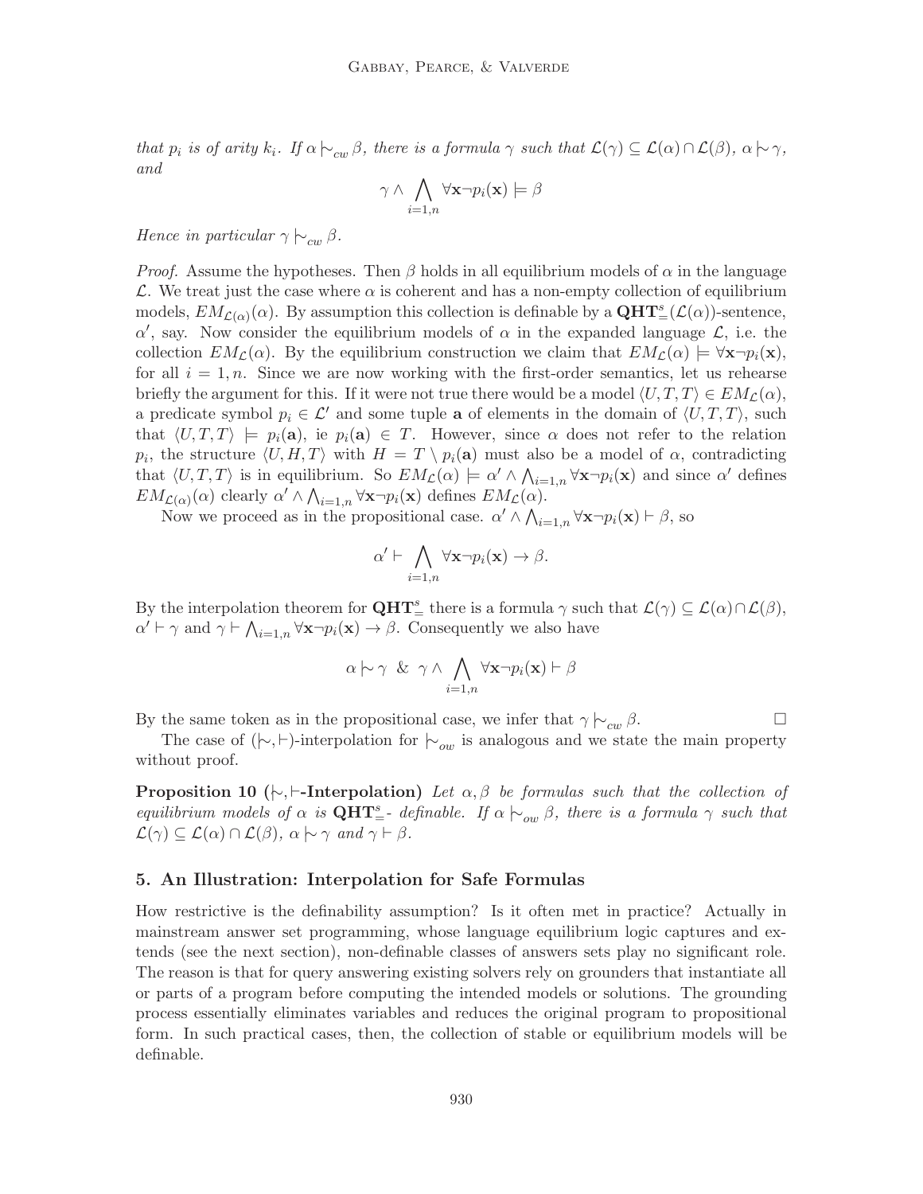*that $p_i$ is of arity $k_i$. If $\alpha \mid\!\sim_{cw} \beta$, there is a formula $\gamma$ such that $\mathcal{L}(\gamma) \subseteq \mathcal{L}(\alpha) \cap \mathcal{L}(\beta)$, $\alpha \mid\!\sim \gamma$, and*

$$\gamma \wedge \bigwedge_{i=1,n} \forall \mathbf{x} \neg p_i(\mathbf{x}) \models \beta$$

*Hence in particular $\gamma \mid\!\sim_{cw} \beta$.*

*Proof.* Assume the hypotheses. Then $\beta$ holds in all equilibrium models of $\alpha$ in the language $\mathcal{L}$. We treat just the case where $\alpha$ is coherent and has a non-empty collection of equilibrium models, $EM_{\mathcal{L}(\alpha)}(\alpha)$. By assumption this collection is definable by a $\mathbf{QHT}^s_=(\mathcal{L}(\alpha))$-sentence, $\alpha'$, say. Now consider the equilibrium models of $\alpha$ in the expanded language $\mathcal{L}$, i.e. the collection $EM_{\mathcal{L}}(\alpha)$. By the equilibrium construction we claim that $EM_{\mathcal{L}}(\alpha) \models \forall \mathbf{x} \neg p_i(\mathbf{x})$, for all $i = 1, n$. Since we are now working with the first-order semantics, let us rehearse briefly the argument for this. If it were not true there would be a model $\langle U, T, T \rangle \in EM_{\mathcal{L}}(\alpha)$, a predicate symbol $p_i \in \mathcal{L}'$ and some tuple $\mathbf{a}$ of elements in the domain of $\langle U, T, T \rangle$, such that $\langle U, T, T \rangle \models p_i(\mathbf{a})$, ie $p_i(\mathbf{a}) \in T$. However, since $\alpha$ does not refer to the relation $p_i$, the structure $\langle U, H, T \rangle$ with $H = T \setminus p_i(\mathbf{a})$ must also be a model of $\alpha$, contradicting that $\langle U, T, T \rangle$ is in equilibrium. So $EM_{\mathcal{L}}(\alpha) \models \alpha' \wedge \bigwedge_{i=1,n} \forall \mathbf{x} \neg p_i(\mathbf{x})$ and since $\alpha'$ defines $EM_{\mathcal{L}(\alpha)}(\alpha)$ clearly $\alpha' \wedge \bigwedge_{i=1,n} \forall \mathbf{x} \neg p_i(\mathbf{x})$ defines $EM_{\mathcal{L}}(\alpha)$.

Now we proceed as in the propositional case. $\alpha' \wedge \bigwedge_{i=1,n} \forall \mathbf{x} \neg p_i(\mathbf{x}) \vdash \beta$, so

$$\alpha' \vdash \bigwedge_{i=1,n} \forall \mathbf{x} \neg p_i(\mathbf{x}) \rightarrow \beta.$$

By the interpolation theorem for $\mathbf{QHT}^s_=$ there is a formula $\gamma$ such that $\mathcal{L}(\gamma) \subseteq \mathcal{L}(\alpha) \cap \mathcal{L}(\beta)$, $\alpha' \vdash \gamma$ and $\gamma \vdash \bigwedge_{i=1,n} \forall \mathbf{x} \neg p_i(\mathbf{x}) \rightarrow \beta$. Consequently we also have

$$\alpha \mid\!\sim \gamma \ \ \& \ \ \gamma \wedge \bigwedge_{i=1,n} \forall \mathbf{x} \neg p_i(\mathbf{x}) \vdash \beta$$

By the same token as in the propositional case, we infer that $\gamma \mid\!\sim_{cw} \beta$. □

The case of $(\mid\!\sim, \vdash)$-interpolation for $\mid\!\sim_{ow}$ is analogous and we state the main property without proof.

**Proposition 10 ($\mid\!\sim, \vdash$-Interpolation)** *Let $\alpha, \beta$ be formulas such that the collection of equilibrium models of $\alpha$ is $\mathbf{QHT}^s_=$- definable. If $\alpha \mid\!\sim_{ow} \beta$, there is a formula $\gamma$ such that $\mathcal{L}(\gamma) \subseteq \mathcal{L}(\alpha) \cap \mathcal{L}(\beta)$, $\alpha \mid\!\sim \gamma$ and $\gamma \vdash \beta$.*

## 5. An Illustration: Interpolation for Safe Formulas

How restrictive is the definability assumption? Is it often met in practice? Actually in mainstream answer set programming, whose language equilibrium logic captures and extends (see the next section), non-definable classes of answers sets play no significant role. The reason is that for query answering existing solvers rely on grounders that instantiate all or parts of a program before computing the intended models or solutions. The grounding process essentially eliminates variables and reduces the original program to propositional form. In such practical cases, then, the collection of stable or equilibrium models will be definable.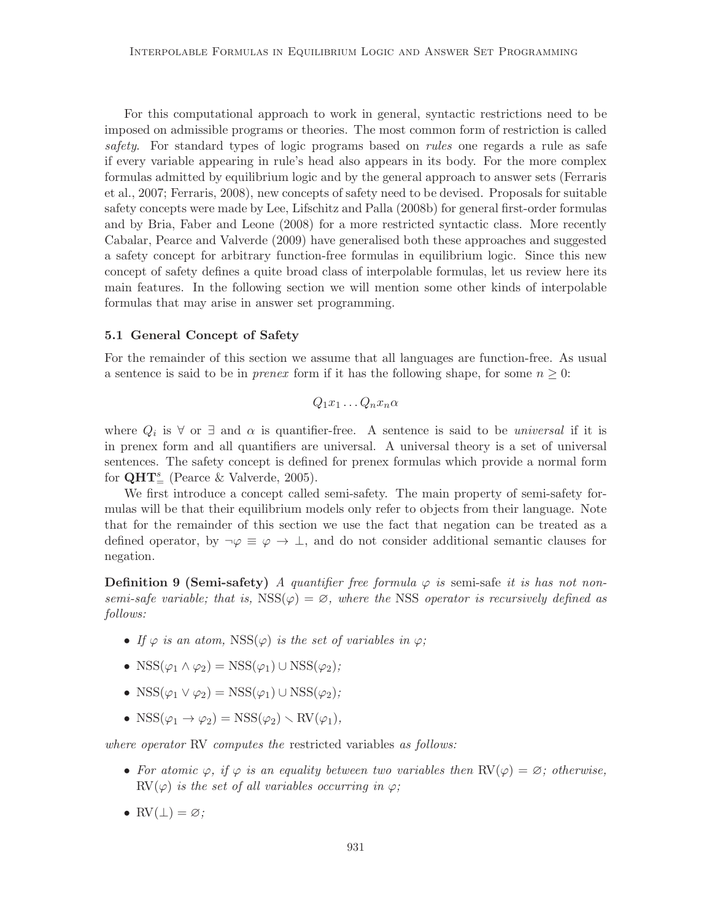For this computational approach to work in general, syntactic restrictions need to be imposed on admissible programs or theories. The most common form of restriction is called *safety*. For standard types of logic programs based on *rules* one regards a rule as safe if every variable appearing in rule's head also appears in its body. For the more complex formulas admitted by equilibrium logic and by the general approach to answer sets (Ferraris et al., 2007; Ferraris, 2008), new concepts of safety need to be devised. Proposals for suitable safety concepts were made by Lee, Lifschitz and Palla (2008b) for general first-order formulas and by Bria, Faber and Leone (2008) for a more restricted syntactic class. More recently Cabalar, Pearce and Valverde (2009) have generalised both these approaches and suggested a safety concept for arbitrary function-free formulas in equilibrium logic. Since this new concept of safety defines a quite broad class of interpolable formulas, let us review here its main features. In the following section we will mention some other kinds of interpolable formulas that may arise in answer set programming.

### 5.1 General Concept of Safety

For the remainder of this section we assume that all languages are function-free. As usual a sentence is said to be in *prenex* form if it has the following shape, for some $n \geq 0$:

$$Q_1 x_1 \ldots Q_n x_n \alpha$$

where $Q_i$ is $\forall$ or $\exists$ and $\alpha$ is quantifier-free. A sentence is said to be *universal* if it is in prenex form and all quantifiers are universal. A universal theory is a set of universal sentences. The safety concept is defined for prenex formulas which provide a normal form for $\mathbf{QHT}^s_=$ (Pearce & Valverde, 2005).

We first introduce a concept called semi-safety. The main property of semi-safety formulas will be that their equilibrium models only refer to objects from their language. Note that for the remainder of this section we use the fact that negation can be treated as a defined operator, by $\neg\varphi \equiv \varphi \to \bot$, and do not consider additional semantic clauses for negation.

**Definition 9 (Semi-safety)** *A quantifier free formula $\varphi$ is* semi-safe *it is has not non-semi-safe variable; that is,* $\text{NSS}(\varphi) = \varnothing$*, where the* NSS *operator is recursively defined as follows:*

- *If $\varphi$ is an atom,* $\text{NSS}(\varphi)$ *is the set of variables in $\varphi$;*
- $\text{NSS}(\varphi_1 \wedge \varphi_2) = \text{NSS}(\varphi_1) \cup \text{NSS}(\varphi_2)$*;*
- $\text{NSS}(\varphi_1 \vee \varphi_2) = \text{NSS}(\varphi_1) \cup \text{NSS}(\varphi_2)$*;*
- $\text{NSS}(\varphi_1 \to \varphi_2) = \text{NSS}(\varphi_2) \smallsetminus \text{RV}(\varphi_1)$*,*

*where operator* RV *computes the* restricted variables *as follows:*

- *For atomic $\varphi$, if $\varphi$ is an equality between two variables then* $\text{RV}(\varphi) = \varnothing$*; otherwise,* $\text{RV}(\varphi)$ *is the set of all variables occurring in $\varphi$;*
- $\text{RV}(\bot) = \varnothing$*;*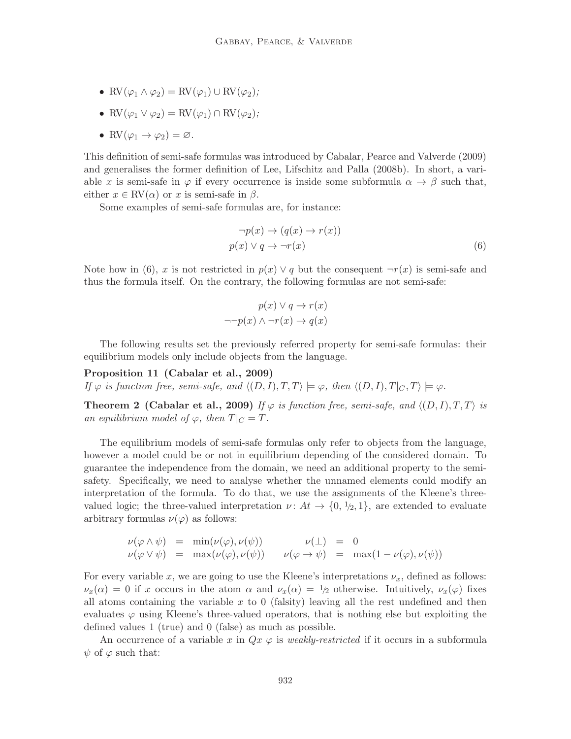- $\mathrm{RV}(\varphi_1 \wedge \varphi_2) = \mathrm{RV}(\varphi_1) \cup \mathrm{RV}(\varphi_2)$;
- $\mathrm{RV}(\varphi_1 \vee \varphi_2) = \mathrm{RV}(\varphi_1) \cap \mathrm{RV}(\varphi_2)$;
- $\mathrm{RV}(\varphi_1 \to \varphi_2) = \varnothing$.

This definition of semi-safe formulas was introduced by Cabalar, Pearce and Valverde (2009) and generalises the former definition of Lee, Lifschitz and Palla (2008b). In short, a variable $x$ is semi-safe in $\varphi$ if every occurrence is inside some subformula $\alpha \to \beta$ such that, either $x \in \mathrm{RV}(\alpha)$ or $x$ is semi-safe in $\beta$.

Some examples of semi-safe formulas are, for instance:

$$
\begin{aligned}
\neg p(x) &\to (q(x) \to r(x)) \\
p(x) \vee q &\to \neg r(x) \qquad (6)
\end{aligned}
$$

Note how in (6), $x$ is not restricted in $p(x) \vee q$ but the consequent $\neg r(x)$ is semi-safe and thus the formula itself. On the contrary, the following formulas are not semi-safe:

$$
\begin{aligned}
p(x) \vee q &\to r(x) \\
\neg\neg p(x) \wedge \neg r(x) &\to q(x)
\end{aligned}
$$

The following results set the previously referred property for semi-safe formulas: their equilibrium models only include objects from the language.

**Proposition 11 (Cabalar et al., 2009)**
*If $\varphi$ is function free, semi-safe, and $\langle (D, I), T, T \rangle \models \varphi$, then $\langle (D, I), T|_C, T \rangle \models \varphi$.*

**Theorem 2 (Cabalar et al., 2009)** *If $\varphi$ is function free, semi-safe, and $\langle (D, I), T, T \rangle$ is an equilibrium model of $\varphi$, then $T|_C = T$.*

The equilibrium models of semi-safe formulas only refer to objects from the language, however a model could be or not in equilibrium depending of the considered domain. To guarantee the independence from the domain, we need an additional property to the semi-safety. Specifically, we need to analyse whether the unnamed elements could modify an interpretation of the formula. To do that, we use the assignments of the Kleene's three-valued logic; the three-valued interpretation $\nu \colon At \to \{0, 1/2, 1\}$, are extended to evaluate arbitrary formulas $\nu(\varphi)$ as follows:

$$
\begin{aligned}
\nu(\varphi \wedge \psi) &= \min(\nu(\varphi), \nu(\psi)) & \nu(\bot) &= 0 \\
\nu(\varphi \vee \psi) &= \max(\nu(\varphi), \nu(\psi)) & \nu(\varphi \to \psi) &= \max(1 - \nu(\varphi), \nu(\psi))
\end{aligned}
$$

For every variable $x$, we are going to use the Kleene's interpretations $\nu_x$, defined as follows: $\nu_x(\alpha) = 0$ if $x$ occurs in the atom $\alpha$ and $\nu_x(\alpha) = 1/2$ otherwise. Intuitively, $\nu_x(\varphi)$ fixes all atoms containing the variable $x$ to 0 (falsity) leaving all the rest undefined and then evaluates $\varphi$ using Kleene's three-valued operators, that is nothing else but exploiting the defined values 1 (true) and 0 (false) as much as possible.

An occurrence of a variable $x$ in $Qx\ \varphi$ is *weakly-restricted* if it occurs in a subformula $\psi$ of $\varphi$ such that: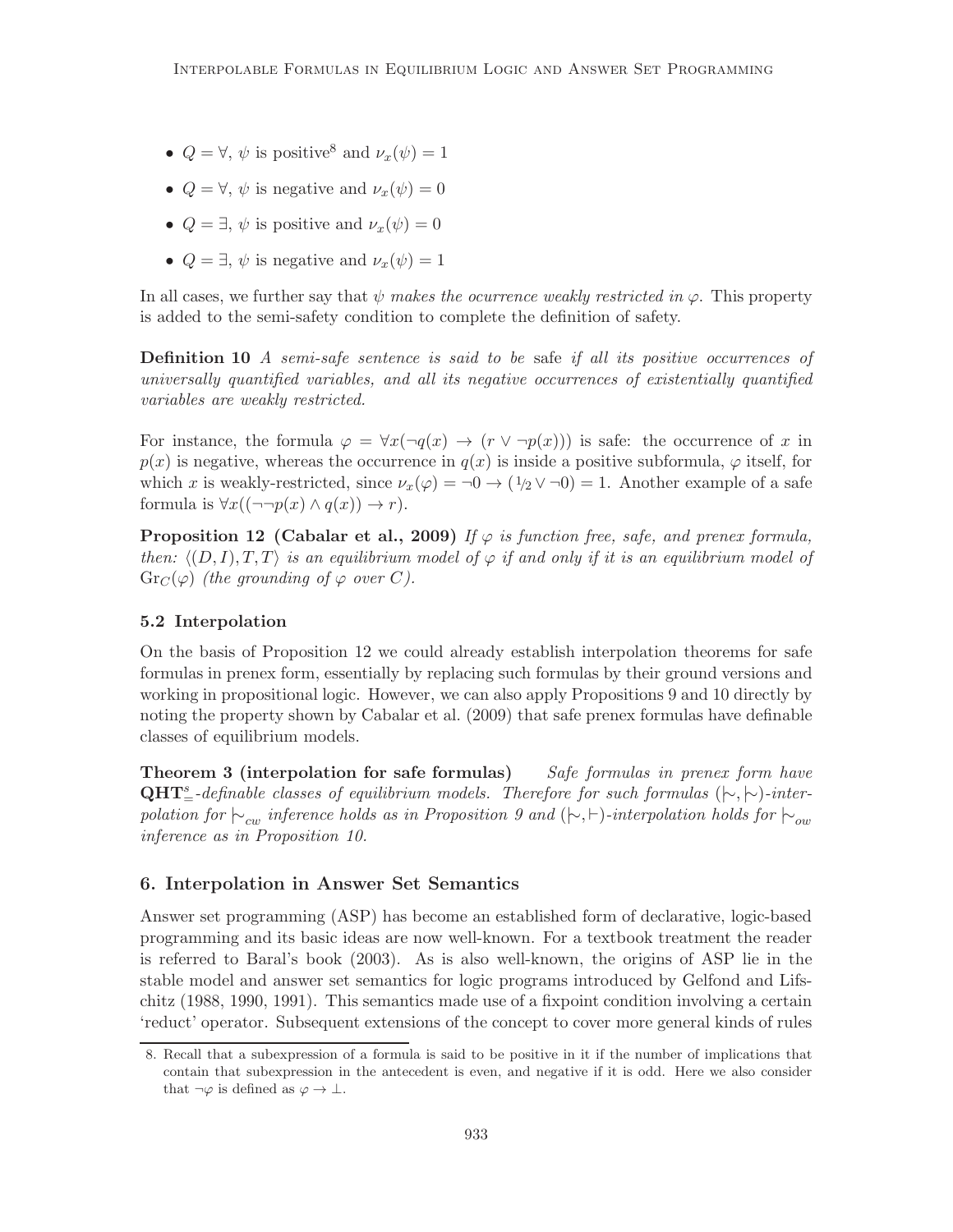- $Q = \forall$, $\psi$ is positive[8] and $\nu_x(\psi) = 1$
- $Q = \forall$, $\psi$ is negative and $\nu_x(\psi) = 0$
- $Q = \exists$, $\psi$ is positive and $\nu_x(\psi) = 0$
- $Q = \exists$, $\psi$ is negative and $\nu_x(\psi) = 1$

In all cases, we further say that $\psi$ *makes the ocurrence weakly restricted in* $\varphi$. This property is added to the semi-safety condition to complete the definition of safety.

**Definition 10** *A semi-safe sentence is said to be* safe *if all its positive occurrences of universally quantified variables, and all its negative occurrences of existentially quantified variables are weakly restricted.*

For instance, the formula $\varphi = \forall x(\neg q(x) \to (r \vee \neg p(x)))$ is safe: the occurrence of $x$ in $p(x)$ is negative, whereas the occurrence in $q(x)$ is inside a positive subformula, $\varphi$ itself, for which $x$ is weakly-restricted, since $\nu_x(\varphi) = \neg 0 \to (1/2 \vee \neg 0) = 1$. Another example of a safe formula is $\forall x((\neg\neg p(x) \wedge q(x)) \to r)$.

**Proposition 12 (Cabalar et al., 2009)** *If $\varphi$ is function free, safe, and prenex formula, then: $\langle (D, I), T, T\rangle$ is an equilibrium model of $\varphi$ if and only if it is an equilibrium model of $\mathrm{Gr}_C(\varphi)$ (the grounding of $\varphi$ over $C$).*

### 5.2 Interpolation

On the basis of Proposition 12 we could already establish interpolation theorems for safe formulas in prenex form, essentially by replacing such formulas by their ground versions and working in propositional logic. However, we can also apply Propositions 9 and 10 directly by noting the property shown by Cabalar et al. (2009) that safe prenex formulas have definable classes of equilibrium models.

**Theorem 3 (interpolation for safe formulas)** *Safe formulas in prenex form have $\mathbf{QHT}^s_=$-definable classes of equilibrium models. Therefore for such formulas $(\mid\!\sim, \mid\!\sim)$-interpolation for $\mid\!\sim_{cw}$ inference holds as in Proposition 9 and $(\mid\!\sim, \vdash)$-interpolation holds for $\mid\!\sim_{ow}$ inference as in Proposition 10.*

## 6. Interpolation in Answer Set Semantics

Answer set programming (ASP) has become an established form of declarative, logic-based programming and its basic ideas are now well-known. For a textbook treatment the reader is referred to Baral's book (2003). As is also well-known, the origins of ASP lie in the stable model and answer set semantics for logic programs introduced by Gelfond and Lifschitz (1988, 1990, 1991). This semantics made use of a fixpoint condition involving a certain 'reduct' operator. Subsequent extensions of the concept to cover more general kinds of rules

8. Recall that a subexpression of a formula is said to be positive in it if the number of implications that contain that subexpression in the antecedent is even, and negative if it is odd. Here we also consider that $\neg\varphi$ is defined as $\varphi \to \bot$.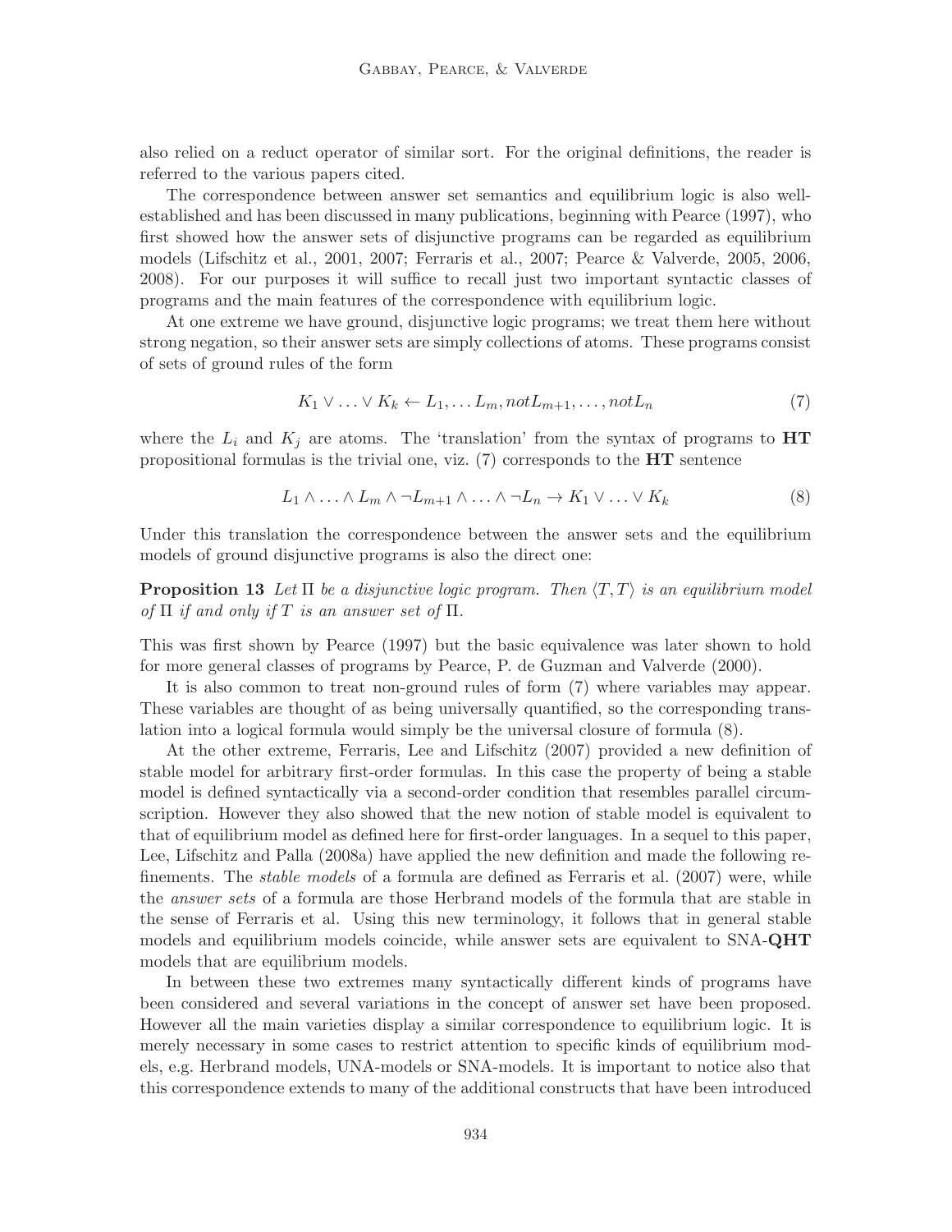also relied on a reduct operator of similar sort. For the original definitions, the reader is referred to the various papers cited.

The correspondence between answer set semantics and equilibrium logic is also well-established and has been discussed in many publications, beginning with Pearce (1997), who first showed how the answer sets of disjunctive programs can be regarded as equilibrium models (Lifschitz et al., 2001, 2007; Ferraris et al., 2007; Pearce & Valverde, 2005, 2006, 2008). For our purposes it will suffice to recall just two important syntactic classes of programs and the main features of the correspondence with equilibrium logic.

At one extreme we have ground, disjunctive logic programs; we treat them here without strong negation, so their answer sets are simply collections of atoms. These programs consist of sets of ground rules of the form

$$K_1 \vee \ldots \vee K_k \leftarrow L_1, \ldots L_m, notL_{m+1}, \ldots, notL_n \tag{7}$$

where the $L_i$ and $K_j$ are atoms. The 'translation' from the syntax of programs to **HT** propositional formulas is the trivial one, viz. (7) corresponds to the **HT** sentence

$$L_1 \wedge \ldots \wedge L_m \wedge \neg L_{m+1} \wedge \ldots \wedge \neg L_n \rightarrow K_1 \vee \ldots \vee K_k \tag{8}$$

Under this translation the correspondence between the answer sets and the equilibrium models of ground disjunctive programs is also the direct one:

**Proposition 13** *Let $\Pi$ be a disjunctive logic program. Then $\langle T, T \rangle$ is an equilibrium model of $\Pi$ if and only if $T$ is an answer set of $\Pi$.*

This was first shown by Pearce (1997) but the basic equivalence was later shown to hold for more general classes of programs by Pearce, P. de Guzman and Valverde (2000).

It is also common to treat non-ground rules of form (7) where variables may appear. These variables are thought of as being universally quantified, so the corresponding translation into a logical formula would simply be the universal closure of formula (8).

At the other extreme, Ferraris, Lee and Lifschitz (2007) provided a new definition of stable model for arbitrary first-order formulas. In this case the property of being a stable model is defined syntactically via a second-order condition that resembles parallel circumscription. However they also showed that the new notion of stable model is equivalent to that of equilibrium model as defined here for first-order languages. In a sequel to this paper, Lee, Lifschitz and Palla (2008a) have applied the new definition and made the following refinements. The *stable models* of a formula are defined as Ferraris et al. (2007) were, while the *answer sets* of a formula are those Herbrand models of the formula that are stable in the sense of Ferraris et al. Using this new terminology, it follows that in general stable models and equilibrium models coincide, while answer sets are equivalent to SNA-**QHT** models that are equilibrium models.

In between these two extremes many syntactically different kinds of programs have been considered and several variations in the concept of answer set have been proposed. However all the main varieties display a similar correspondence to equilibrium logic. It is merely necessary in some cases to restrict attention to specific kinds of equilibrium models, e.g. Herbrand models, UNA-models or SNA-models. It is important to notice also that this correspondence extends to many of the additional constructs that have been introduced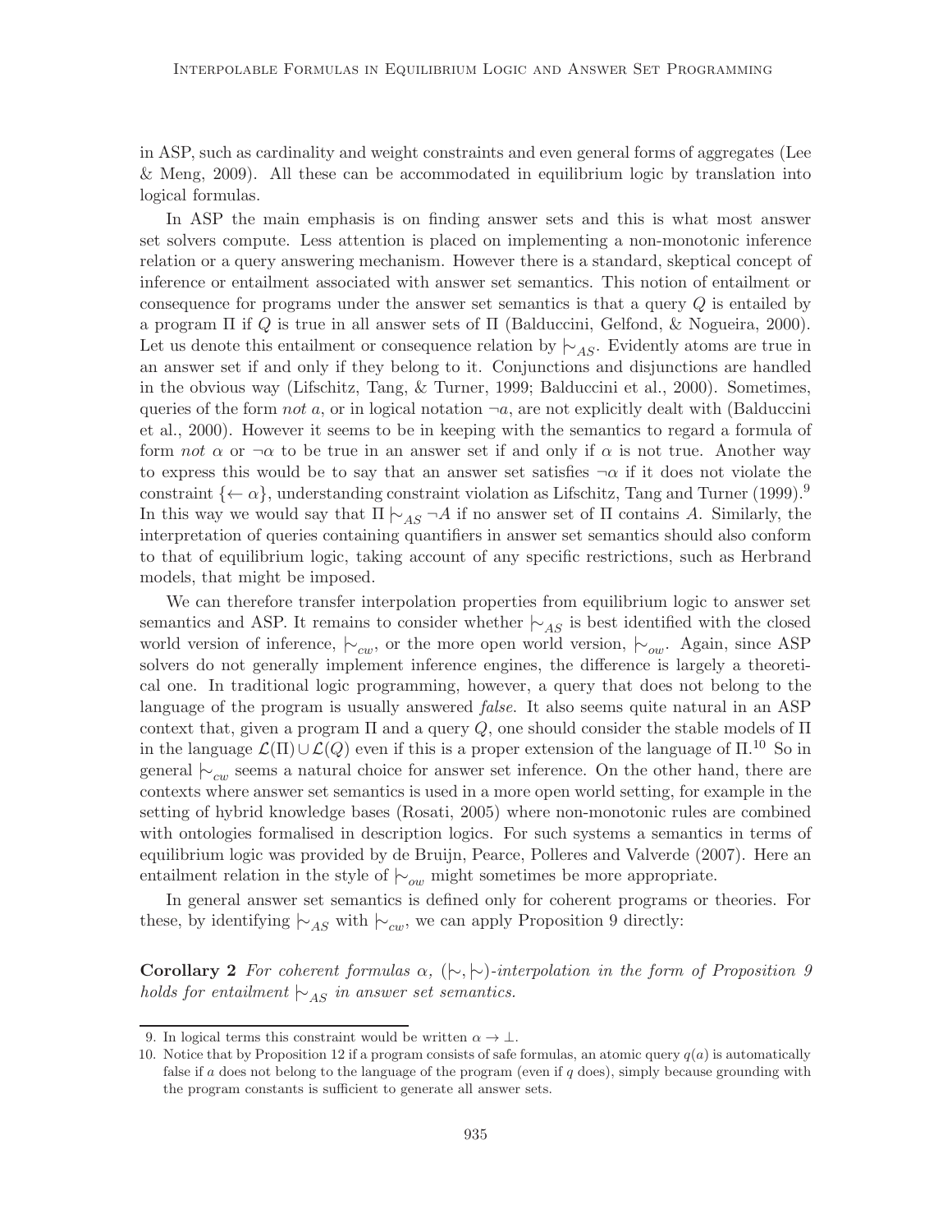in ASP, such as cardinality and weight constraints and even general forms of aggregates (Lee & Meng, 2009). All these can be accommodated in equilibrium logic by translation into logical formulas.

In ASP the main emphasis is on finding answer sets and this is what most answer set solvers compute. Less attention is placed on implementing a non-monotonic inference relation or a query answering mechanism. However there is a standard, skeptical concept of inference or entailment associated with answer set semantics. This notion of entailment or consequence for programs under the answer set semantics is that a query $Q$ is entailed by a program $\Pi$ if $Q$ is true in all answer sets of $\Pi$ (Balduccini, Gelfond, & Nogueira, 2000). Let us denote this entailment or consequence relation by $\mid\!\sim_{AS}$. Evidently atoms are true in an answer set if and only if they belong to it. Conjunctions and disjunctions are handled in the obvious way (Lifschitz, Tang, & Turner, 1999; Balduccini et al., 2000). Sometimes, queries of the form *not a*, or in logical notation $\neg a$, are not explicitly dealt with (Balduccini et al., 2000). However it seems to be in keeping with the semantics to regard a formula of form *not* $\alpha$ or $\neg\alpha$ to be true in an answer set if and only if $\alpha$ is not true. Another way to express this would be to say that an answer set satisfies $\neg\alpha$ if it does not violate the constraint $\{\leftarrow \alpha\}$, understanding constraint violation as Lifschitz, Tang and Turner (1999).[9] In this way we would say that $\Pi \mid\!\sim_{AS} \neg A$ if no answer set of $\Pi$ contains $A$. Similarly, the interpretation of queries containing quantifiers in answer set semantics should also conform to that of equilibrium logic, taking account of any specific restrictions, such as Herbrand models, that might be imposed.

We can therefore transfer interpolation properties from equilibrium logic to answer set semantics and ASP. It remains to consider whether $\mid\!\sim_{AS}$ is best identified with the closed world version of inference, $\mid\!\sim_{cw}$, or the more open world version, $\mid\!\sim_{ow}$. Again, since ASP solvers do not generally implement inference engines, the difference is largely a theoretical one. In traditional logic programming, however, a query that does not belong to the language of the program is usually answered *false*. It also seems quite natural in an ASP context that, given a program $\Pi$ and a query $Q$, one should consider the stable models of $\Pi$ in the language $\mathcal{L}(\Pi) \cup \mathcal{L}(Q)$ even if this is a proper extension of the language of $\Pi$.[10] So in general $\mid\!\sim_{cw}$ seems a natural choice for answer set inference. On the other hand, there are contexts where answer set semantics is used in a more open world setting, for example in the setting of hybrid knowledge bases (Rosati, 2005) where non-monotonic rules are combined with ontologies formalised in description logics. For such systems a semantics in terms of equilibrium logic was provided by de Bruijn, Pearce, Polleres and Valverde (2007). Here an entailment relation in the style of $\mid\!\sim_{ow}$ might sometimes be more appropriate.

In general answer set semantics is defined only for coherent programs or theories. For these, by identifying $\mid\!\sim_{AS}$ with $\mid\!\sim_{cw}$, we can apply Proposition 9 directly:

**Corollary 2** *For coherent formulas $\alpha$, $(\mid\!\sim, \mid\!\sim)$-interpolation in the form of Proposition 9 holds for entailment $\mid\!\sim_{AS}$ in answer set semantics.*

---

9. In logical terms this constraint would be written $\alpha \to \bot$.

10. Notice that by Proposition 12 if a program consists of safe formulas, an atomic query $q(a)$ is automatically false if $a$ does not belong to the language of the program (even if $q$ does), simply because grounding with the program constants is sufficient to generate all answer sets.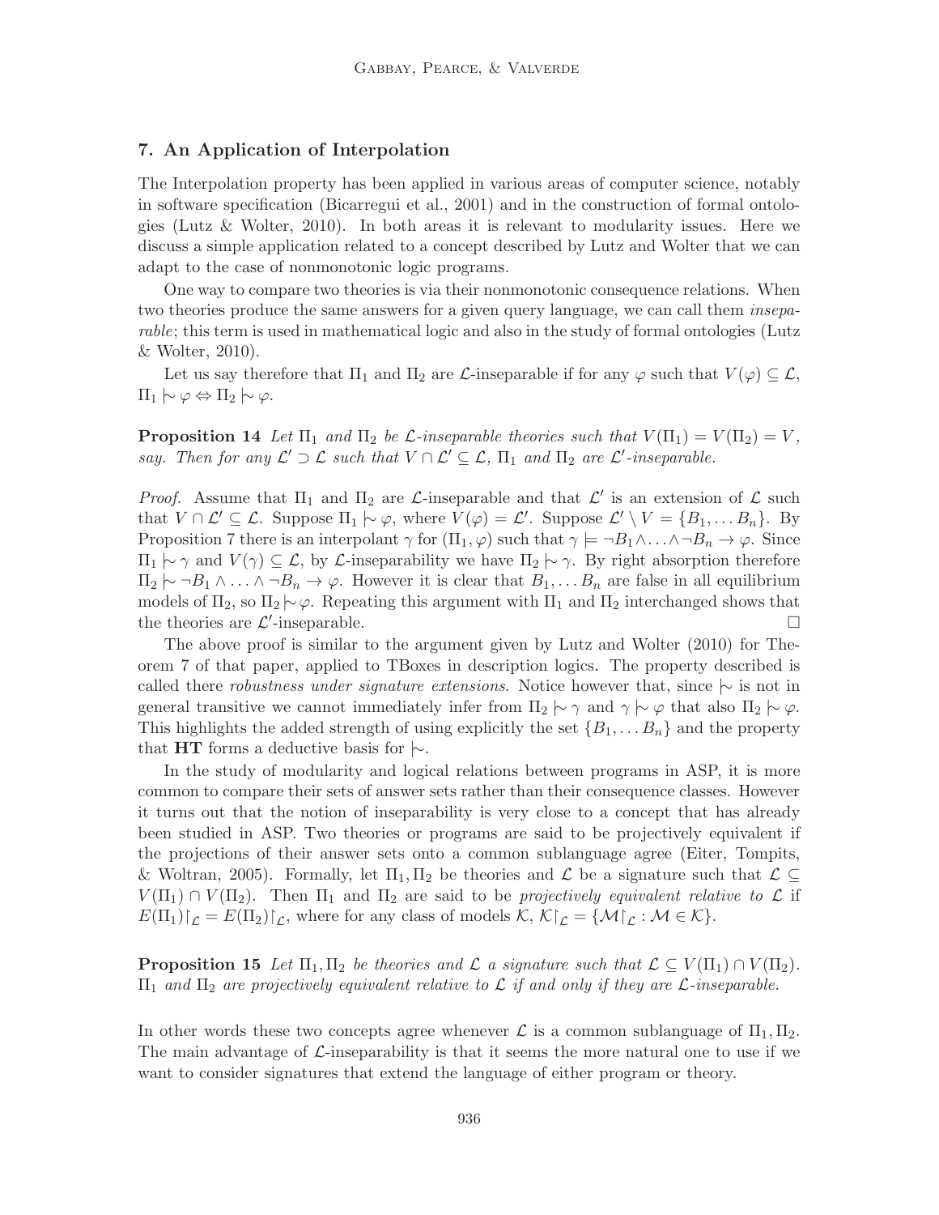## 7. An Application of Interpolation

The Interpolation property has been applied in various areas of computer science, notably in software specification (Bicarregui et al., 2001) and in the construction of formal ontologies (Lutz & Wolter, 2010). In both areas it is relevant to modularity issues. Here we discuss a simple application related to a concept described by Lutz and Wolter that we can adapt to the case of nonmonotonic logic programs.

One way to compare two theories is via their nonmonotonic consequence relations. When two theories produce the same answers for a given query language, we can call them *inseparable*; this term is used in mathematical logic and also in the study of formal ontologies (Lutz & Wolter, 2010).

Let us say therefore that $\Pi_1$ and $\Pi_2$ are $\mathcal{L}$-inseparable if for any $\varphi$ such that $V(\varphi) \subseteq \mathcal{L}$, $\Pi_1 \mathrel{|\!\sim} \varphi \Leftrightarrow \Pi_2 \mathrel{|\!\sim} \varphi$.

**Proposition 14** *Let $\Pi_1$ and $\Pi_2$ be $\mathcal{L}$-inseparable theories such that $V(\Pi_1) = V(\Pi_2) = V$, say. Then for any $\mathcal{L}' \supset \mathcal{L}$ such that $V \cap \mathcal{L}' \subseteq \mathcal{L}$, $\Pi_1$ and $\Pi_2$ are $\mathcal{L}'$-inseparable.*

*Proof.* Assume that $\Pi_1$ and $\Pi_2$ are $\mathcal{L}$-inseparable and that $\mathcal{L}'$ is an extension of $\mathcal{L}$ such that $V \cap \mathcal{L}' \subseteq \mathcal{L}$. Suppose $\Pi_1 \mathrel{|\!\sim} \varphi$, where $V(\varphi) = \mathcal{L}'$. Suppose $\mathcal{L}' \setminus V = \{B_1, \ldots B_n\}$. By Proposition 7 there is an interpolant $\gamma$ for $(\Pi_1, \varphi)$ such that $\gamma \models \neg B_1 \wedge \ldots \wedge \neg B_n \to \varphi$. Since $\Pi_1 \mathrel{|\!\sim} \gamma$ and $V(\gamma) \subseteq \mathcal{L}$, by $\mathcal{L}$-inseparability we have $\Pi_2 \mathrel{|\!\sim} \gamma$. By right absorption therefore $\Pi_2 \mathrel{|\!\sim} \neg B_1 \wedge \ldots \wedge \neg B_n \to \varphi$. However it is clear that $B_1, \ldots B_n$ are false in all equilibrium models of $\Pi_2$, so $\Pi_2 \mathrel{|\!\sim} \varphi$. Repeating this argument with $\Pi_1$ and $\Pi_2$ interchanged shows that the theories are $\mathcal{L}'$-inseparable. $\square$

The above proof is similar to the argument given by Lutz and Wolter (2010) for Theorem 7 of that paper, applied to TBoxes in description logics. The property described is called there *robustness under signature extensions*. Notice however that, since $\mathrel{|\!\sim}$ is not in general transitive we cannot immediately infer from $\Pi_2 \mathrel{|\!\sim} \gamma$ and $\gamma \mathrel{|\!\sim} \varphi$ that also $\Pi_2 \mathrel{|\!\sim} \varphi$. This highlights the added strength of using explicitly the set $\{B_1, \ldots B_n\}$ and the property that **HT** forms a deductive basis for $\mathrel{|\!\sim}$.

In the study of modularity and logical relations between programs in ASP, it is more common to compare their sets of answer sets rather than their consequence classes. However it turns out that the notion of inseparability is very close to a concept that has already been studied in ASP. Two theories or programs are said to be projectively equivalent if the projections of their answer sets onto a common sublanguage agree (Eiter, Tompits, & Woltran, 2005). Formally, let $\Pi_1, \Pi_2$ be theories and $\mathcal{L}$ be a signature such that $\mathcal{L} \subseteq V(\Pi_1) \cap V(\Pi_2)$. Then $\Pi_1$ and $\Pi_2$ are said to be *projectively equivalent relative to* $\mathcal{L}$ if $E(\Pi_1)\restriction_{\mathcal{L}} = E(\Pi_2)\restriction_{\mathcal{L}}$, where for any class of models $\mathcal{K}$, $\mathcal{K}\restriction_{\mathcal{L}} = \{\mathcal{M}\restriction_{\mathcal{L}} : \mathcal{M} \in \mathcal{K}\}$.

**Proposition 15** *Let $\Pi_1, \Pi_2$ be theories and $\mathcal{L}$ a signature such that $\mathcal{L} \subseteq V(\Pi_1) \cap V(\Pi_2)$. $\Pi_1$ and $\Pi_2$ are projectively equivalent relative to $\mathcal{L}$ if and only if they are $\mathcal{L}$-inseparable.*

In other words these two concepts agree whenever $\mathcal{L}$ is a common sublanguage of $\Pi_1, \Pi_2$. The main advantage of $\mathcal{L}$-inseparability is that it seems the more natural one to use if we want to consider signatures that extend the language of either program or theory.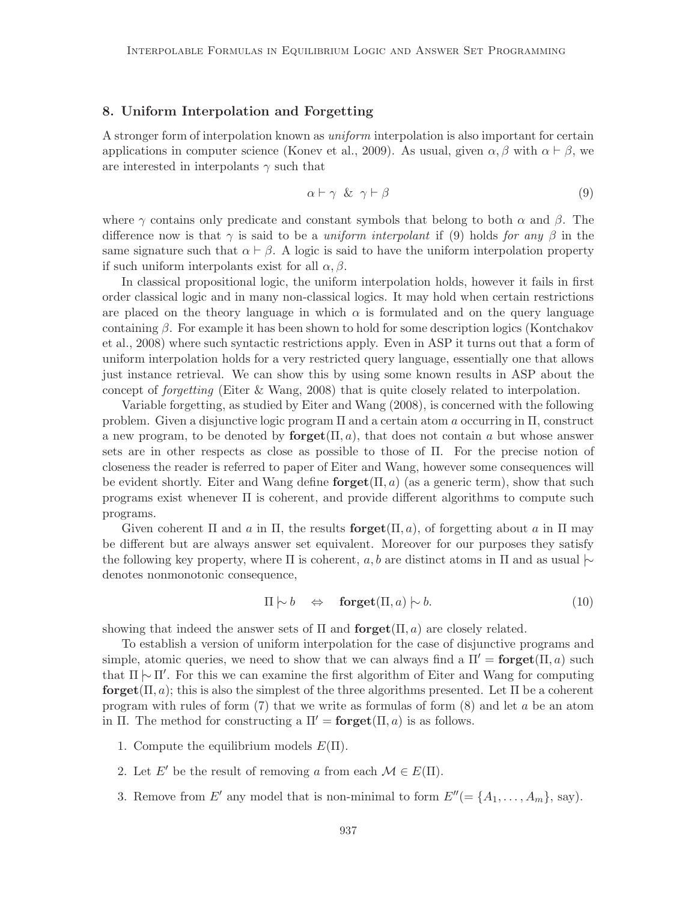## 8. Uniform Interpolation and Forgetting

A stronger form of interpolation known as *uniform* interpolation is also important for certain applications in computer science (Konev et al., 2009). As usual, given $\alpha, \beta$ with $\alpha \vdash \beta$, we are interested in interpolants $\gamma$ such that

$$\alpha \vdash \gamma \;\; \& \;\; \gamma \vdash \beta \tag{9}$$

where $\gamma$ contains only predicate and constant symbols that belong to both $\alpha$ and $\beta$. The difference now is that $\gamma$ is said to be a *uniform interpolant* if (9) holds *for any* $\beta$ in the same signature such that $\alpha \vdash \beta$. A logic is said to have the uniform interpolation property if such uniform interpolants exist for all $\alpha, \beta$.

In classical propositional logic, the uniform interpolation holds, however it fails in first order classical logic and in many non-classical logics. It may hold when certain restrictions are placed on the theory language in which $\alpha$ is formulated and on the query language containing $\beta$. For example it has been shown to hold for some description logics (Kontchakov et al., 2008) where such syntactic restrictions apply. Even in ASP it turns out that a form of uniform interpolation holds for a very restricted query language, essentially one that allows just instance retrieval. We can show this by using some known results in ASP about the concept of *forgetting* (Eiter & Wang, 2008) that is quite closely related to interpolation.

Variable forgetting, as studied by Eiter and Wang (2008), is concerned with the following problem. Given a disjunctive logic program $\Pi$ and a certain atom $a$ occurring in $\Pi$, construct a new program, to be denoted by $\mathbf{forget}(\Pi, a)$, that does not contain $a$ but whose answer sets are in other respects as close as possible to those of $\Pi$. For the precise notion of closeness the reader is referred to paper of Eiter and Wang, however some consequences will be evident shortly. Eiter and Wang define $\mathbf{forget}(\Pi, a)$ (as a generic term), show that such programs exist whenever $\Pi$ is coherent, and provide different algorithms to compute such programs.

Given coherent $\Pi$ and $a$ in $\Pi$, the results $\mathbf{forget}(\Pi, a)$, of forgetting about $a$ in $\Pi$ may be different but are always answer set equivalent. Moreover for our purposes they satisfy the following key property, where $\Pi$ is coherent, $a, b$ are distinct atoms in $\Pi$ and as usual $\mid\!\sim$ denotes nonmonotonic consequence,

$$\Pi \mid\!\sim b \quad \Leftrightarrow \quad \mathbf{forget}(\Pi, a) \mid\!\sim b. \tag{10}$$

showing that indeed the answer sets of $\Pi$ and $\mathbf{forget}(\Pi, a)$ are closely related.

To establish a version of uniform interpolation for the case of disjunctive programs and simple, atomic queries, we need to show that we can always find a $\Pi' = \mathbf{forget}(\Pi, a)$ such that $\Pi \mid\!\sim \Pi'$. For this we can examine the first algorithm of Eiter and Wang for computing $\mathbf{forget}(\Pi, a)$; this is also the simplest of the three algorithms presented. Let $\Pi$ be a coherent program with rules of form (7) that we write as formulas of form (8) and let $a$ be an atom in $\Pi$. The method for constructing a $\Pi' = \mathbf{forget}(\Pi, a)$ is as follows.

1. Compute the equilibrium models $E(\Pi)$.
2. Let $E'$ be the result of removing $a$ from each $\mathcal{M} \in E(\Pi)$.
3. Remove from $E'$ any model that is non-minimal to form $E''(= \{A_1, \ldots, A_m\}$, say).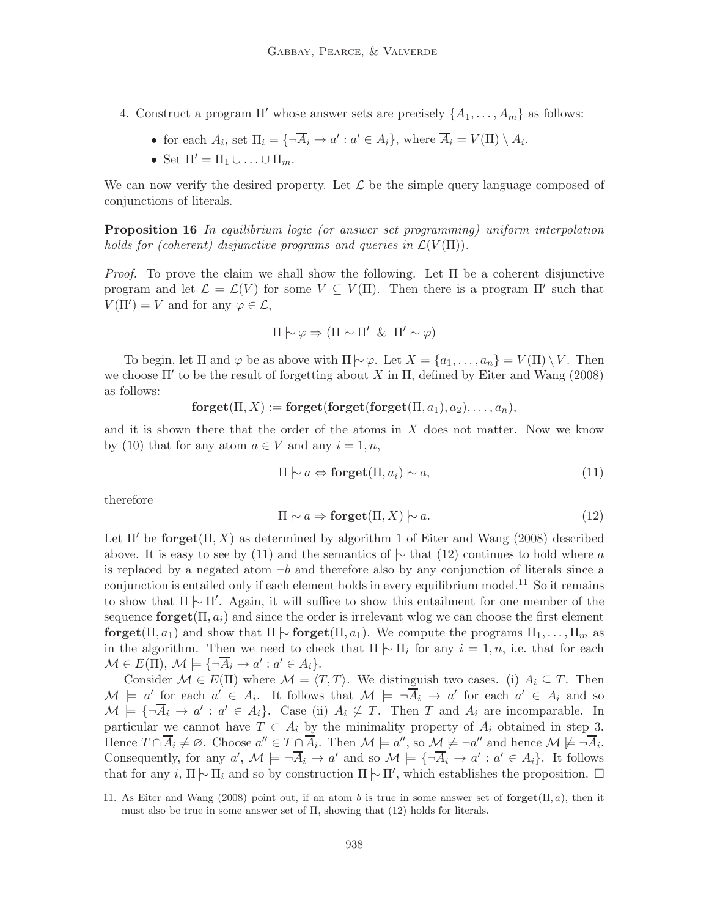4. Construct a program $\Pi'$ whose answer sets are precisely $\{A_1, \ldots, A_m\}$ as follows:

   - for each $A_i$, set $\Pi_i = \{\neg\overline{A}_i \rightarrow a' : a' \in A_i\}$, where $\overline{A}_i = V(\Pi) \setminus A_i$.
   - Set $\Pi' = \Pi_1 \cup \ldots \cup \Pi_m$.

We can now verify the desired property. Let $\mathcal{L}$ be the simple query language composed of conjunctions of literals.

**Proposition 16** *In equilibrium logic (or answer set programming) uniform interpolation holds for (coherent) disjunctive programs and queries in $\mathcal{L}(V(\Pi))$.*

*Proof.* To prove the claim we shall show the following. Let $\Pi$ be a coherent disjunctive program and let $\mathcal{L} = \mathcal{L}(V)$ for some $V \subseteq V(\Pi)$. Then there is a program $\Pi'$ such that $V(\Pi') = V$ and for any $\varphi \in \mathcal{L}$,

$$\Pi \mid\!\sim \varphi \Rightarrow (\Pi \mid\!\sim \Pi' \ \ \& \ \ \Pi' \mid\!\sim \varphi)$$

To begin, let $\Pi$ and $\varphi$ be as above with $\Pi \mid\!\sim \varphi$. Let $X = \{a_1, \ldots, a_n\} = V(\Pi) \setminus V$. Then we choose $\Pi'$ to be the result of forgetting about $X$ in $\Pi$, defined by Eiter and Wang (2008) as follows:

$$\mathbf{forget}(\Pi, X) := \mathbf{forget}(\mathbf{forget}(\mathbf{forget}(\Pi, a_1), a_2), \ldots, a_n),$$

and it is shown there that the order of the atoms in $X$ does not matter. Now we know by (10) that for any atom $a \in V$ and any $i = 1, n$,

$$\Pi \mid\!\sim a \Leftrightarrow \mathbf{forget}(\Pi, a_i) \mid\!\sim a, \tag{11}$$

therefore

$$\Pi \mid\!\sim a \Rightarrow \mathbf{forget}(\Pi, X) \mid\!\sim a. \tag{12}$$

Let $\Pi'$ be $\mathbf{forget}(\Pi, X)$ as determined by algorithm 1 of Eiter and Wang (2008) described above. It is easy to see by (11) and the semantics of $\mid\!\sim$ that (12) continues to hold where $a$ is replaced by a negated atom $\neg b$ and therefore also by any conjunction of literals since a conjunction is entailed only if each element holds in every equilibrium model.[11] So it remains to show that $\Pi \mid\!\sim \Pi'$. Again, it will suffice to show this entailment for one member of the sequence $\mathbf{forget}(\Pi, a_i)$ and since the order is irrelevant wlog we can choose the first element $\mathbf{forget}(\Pi, a_1)$ and show that $\Pi \mid\!\sim \mathbf{forget}(\Pi, a_1)$. We compute the programs $\Pi_1, \ldots, \Pi_m$ as in the algorithm. Then we need to check that $\Pi \mid\!\sim \Pi_i$ for any $i = 1, n$, i.e. that for each $\mathcal{M} \in E(\Pi)$, $\mathcal{M} \models \{\neg\overline{A}_i \rightarrow a' : a' \in A_i\}$.

Consider $\mathcal{M} \in E(\Pi)$ where $\mathcal{M} = \langle T, T\rangle$. We distinguish two cases. (i) $A_i \subseteq T$. Then $\mathcal{M} \models a'$ for each $a' \in A_i$. It follows that $\mathcal{M} \models \neg\overline{A}_i \rightarrow a'$ for each $a' \in A_i$ and so $\mathcal{M} \models \{\neg\overline{A}_i \rightarrow a' : a' \in A_i\}$. Case (ii) $A_i \not\subseteq T$. Then $T$ and $A_i$ are incomparable. In particular we cannot have $T \subset A_i$ by the minimality property of $A_i$ obtained in step 3. Hence $T \cap \overline{A}_i \neq \varnothing$. Choose $a'' \in T \cap \overline{A}_i$. Then $\mathcal{M} \models a''$, so $\mathcal{M} \not\models \neg a''$ and hence $\mathcal{M} \not\models \neg\overline{A}_i$. Consequently, for any $a'$, $\mathcal{M} \models \neg\overline{A}_i \rightarrow a'$ and so $\mathcal{M} \models \{\neg\overline{A}_i \rightarrow a' : a' \in A_i\}$. It follows that for any $i$, $\Pi \mid\!\sim \Pi_i$ and so by construction $\Pi \mid\!\sim \Pi'$, which establishes the proposition. $\square$

---

11. As Eiter and Wang (2008) point out, if an atom $b$ is true in some answer set of $\mathbf{forget}(\Pi, a)$, then it must also be true in some answer set of $\Pi$, showing that (12) holds for literals.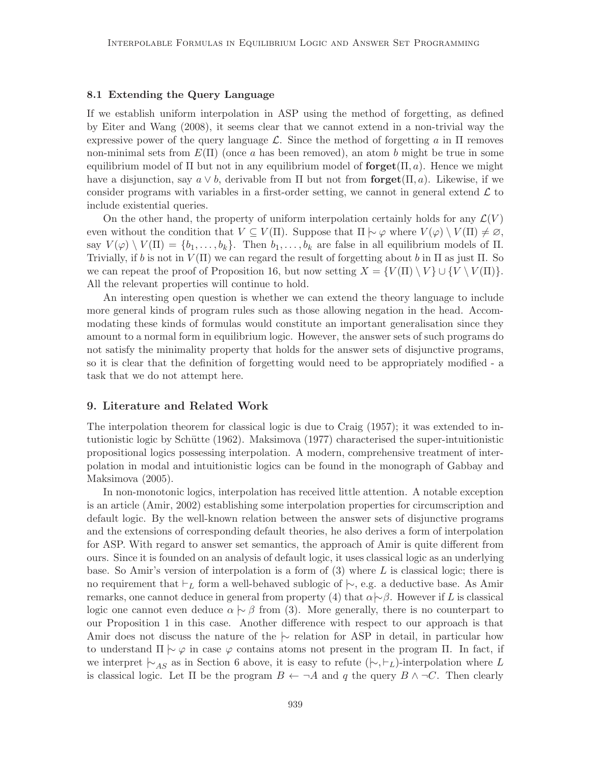### 8.1 Extending the Query Language

If we establish uniform interpolation in ASP using the method of forgetting, as defined by Eiter and Wang (2008), it seems clear that we cannot extend in a non-trivial way the expressive power of the query language $\mathcal{L}$. Since the method of forgetting $a$ in $\Pi$ removes non-minimal sets from $E(\Pi)$ (once $a$ has been removed), an atom $b$ might be true in some equilibrium model of $\Pi$ but not in any equilibrium model of $\mathbf{forget}(\Pi, a)$. Hence we might have a disjunction, say $a \vee b$, derivable from $\Pi$ but not from $\mathbf{forget}(\Pi, a)$. Likewise, if we consider programs with variables in a first-order setting, we cannot in general extend $\mathcal{L}$ to include existential queries.

On the other hand, the property of uniform interpolation certainly holds for any $\mathcal{L}(V)$ even without the condition that $V \subseteq V(\Pi)$. Suppose that $\Pi \mathrel{|\!\sim} \varphi$ where $V(\varphi) \setminus V(\Pi) \neq \varnothing$, say $V(\varphi) \setminus V(\Pi) = \{b_1, \ldots, b_k\}$. Then $b_1, \ldots, b_k$ are false in all equilibrium models of $\Pi$. Trivially, if $b$ is not in $V(\Pi)$ we can regard the result of forgetting about $b$ in $\Pi$ as just $\Pi$. So we can repeat the proof of Proposition 16, but now setting $X = \{V(\Pi) \setminus V\} \cup \{V \setminus V(\Pi)\}$. All the relevant properties will continue to hold.

An interesting open question is whether we can extend the theory language to include more general kinds of program rules such as those allowing negation in the head. Accommodating these kinds of formulas would constitute an important generalisation since they amount to a normal form in equilibrium logic. However, the answer sets of such programs do not satisfy the minimality property that holds for the answer sets of disjunctive programs, so it is clear that the definition of forgetting would need to be appropriately modified - a task that we do not attempt here.

## 9. Literature and Related Work

The interpolation theorem for classical logic is due to Craig (1957); it was extended to intutionistic logic by Schütte (1962). Maksimova (1977) characterised the super-intuitionistic propositional logics possessing interpolation. A modern, comprehensive treatment of interpolation in modal and intuitionistic logics can be found in the monograph of Gabbay and Maksimova (2005).

In non-monotonic logics, interpolation has received little attention. A notable exception is an article (Amir, 2002) establishing some interpolation properties for circumscription and default logic. By the well-known relation between the answer sets of disjunctive programs and the extensions of corresponding default theories, he also derives a form of interpolation for ASP. With regard to answer set semantics, the approach of Amir is quite different from ours. Since it is founded on an analysis of default logic, it uses classical logic as an underlying base. So Amir's version of interpolation is a form of (3) where $L$ is classical logic; there is no requirement that $\vdash_L$ form a well-behaved sublogic of $\mathrel{|\!\sim}$, e.g. a deductive base. As Amir remarks, one cannot deduce in general from property (4) that $\alpha \mathrel{|\!\sim} \beta$. However if $L$ is classical logic one cannot even deduce $\alpha \mathrel{|\!\sim} \beta$ from (3). More generally, there is no counterpart to our Proposition 1 in this case. Another difference with respect to our approach is that Amir does not discuss the nature of the $\mathrel{|\!\sim}$ relation for ASP in detail, in particular how to understand $\Pi \mathrel{|\!\sim} \varphi$ in case $\varphi$ contains atoms not present in the program $\Pi$. In fact, if we interpret $\mathrel{|\!\sim}_{AS}$ as in Section 6 above, it is easy to refute $(\mathrel{|\!\sim}, \vdash_L)$-interpolation where $L$ is classical logic. Let $\Pi$ be the program $B \leftarrow \neg A$ and $q$ the query $B \wedge \neg C$. Then clearly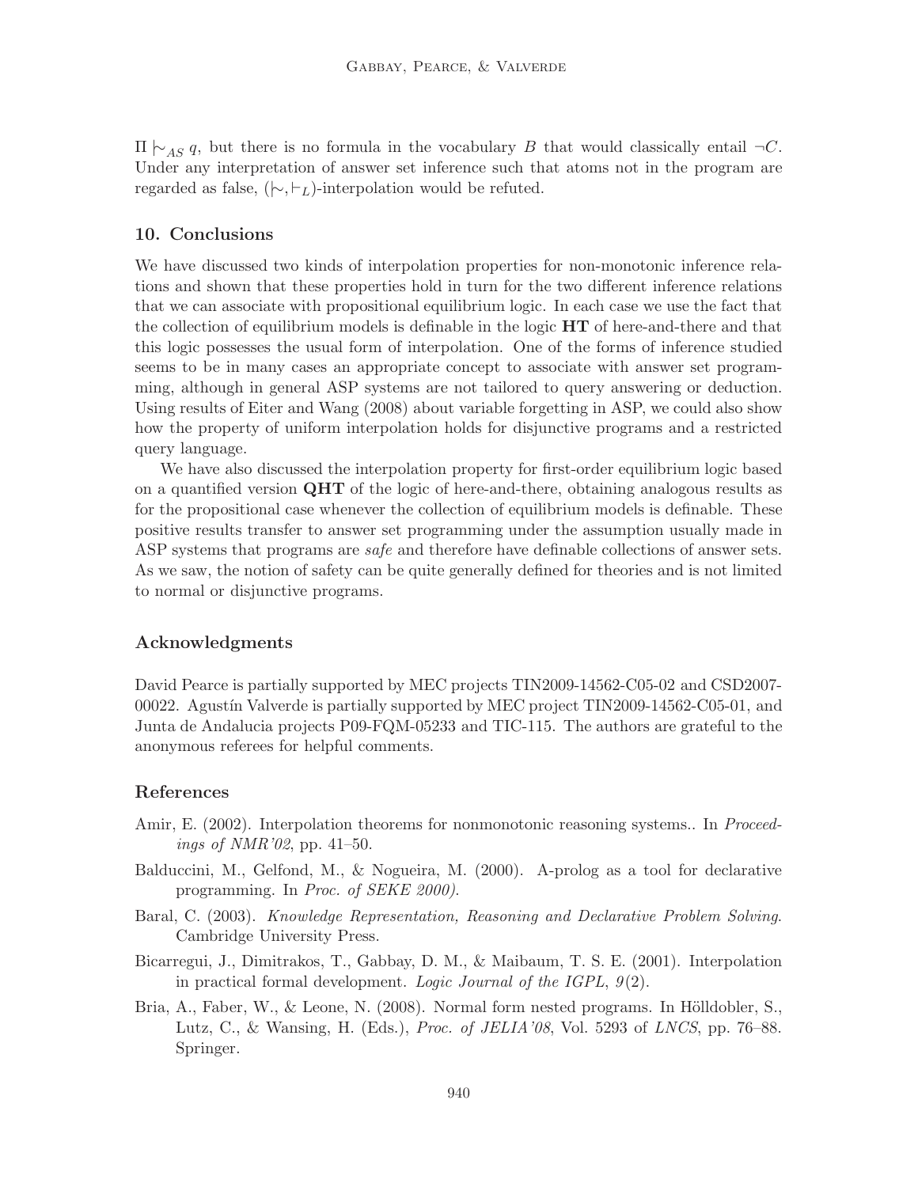$\Pi \mid\!\sim_{AS} q$, but there is no formula in the vocabulary $B$ that would classically entail $\neg C$. Under any interpretation of answer set inference such that atoms not in the program are regarded as false, $(\mid\!\sim, \vdash_L)$-interpolation would be refuted.

## 10. Conclusions

We have discussed two kinds of interpolation properties for non-monotonic inference relations and shown that these properties hold in turn for the two different inference relations that we can associate with propositional equilibrium logic. In each case we use the fact that the collection of equilibrium models is definable in the logic **HT** of here-and-there and that this logic possesses the usual form of interpolation. One of the forms of inference studied seems to be in many cases an appropriate concept to associate with answer set programming, although in general ASP systems are not tailored to query answering or deduction. Using results of Eiter and Wang (2008) about variable forgetting in ASP, we could also show how the property of uniform interpolation holds for disjunctive programs and a restricted query language.

We have also discussed the interpolation property for first-order equilibrium logic based on a quantified version **QHT** of the logic of here-and-there, obtaining analogous results as for the propositional case whenever the collection of equilibrium models is definable. These positive results transfer to answer set programming under the assumption usually made in ASP systems that programs are *safe* and therefore have definable collections of answer sets. As we saw, the notion of safety can be quite generally defined for theories and is not limited to normal or disjunctive programs.

## Acknowledgments

David Pearce is partially supported by MEC projects TIN2009-14562-C05-02 and CSD2007-00022. Agustín Valverde is partially supported by MEC project TIN2009-14562-C05-01, and Junta de Andalucia projects P09-FQM-05233 and TIC-115. The authors are grateful to the anonymous referees for helpful comments.

## References

Amir, E. (2002). Interpolation theorems for nonmonotonic reasoning systems.. In *Proceedings of NMR'02*, pp. 41–50.

Balduccini, M., Gelfond, M., & Nogueira, M. (2000). A-prolog as a tool for declarative programming. In *Proc. of SEKE 2000)*.

Baral, C. (2003). *Knowledge Representation, Reasoning and Declarative Problem Solving*. Cambridge University Press.

Bicarregui, J., Dimitrakos, T., Gabbay, D. M., & Maibaum, T. S. E. (2001). Interpolation in practical formal development. *Logic Journal of the IGPL*, *9*(2).

Bria, A., Faber, W., & Leone, N. (2008). Normal form nested programs. In Hölldobler, S., Lutz, C., & Wansing, H. (Eds.), *Proc. of JELIA'08*, Vol. 5293 of *LNCS*, pp. 76–88. Springer.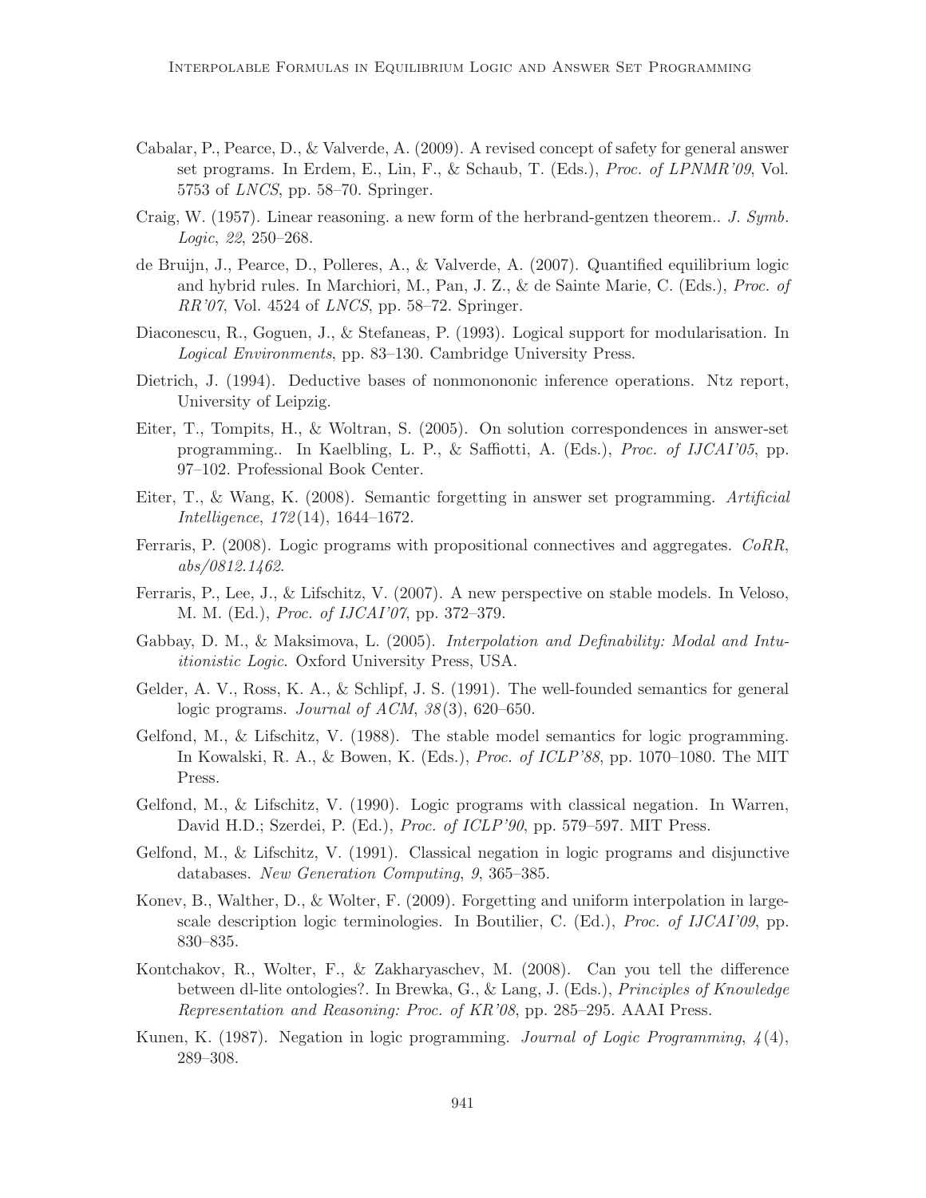Cabalar, P., Pearce, D., & Valverde, A. (2009). A revised concept of safety for general answer set programs. In Erdem, E., Lin, F., & Schaub, T. (Eds.), *Proc. of LPNMR'09*, Vol. 5753 of *LNCS*, pp. 58–70. Springer.

Craig, W. (1957). Linear reasoning. a new form of the herbrand-gentzen theorem.. *J. Symb. Logic*, *22*, 250–268.

de Bruijn, J., Pearce, D., Polleres, A., & Valverde, A. (2007). Quantified equilibrium logic and hybrid rules. In Marchiori, M., Pan, J. Z., & de Sainte Marie, C. (Eds.), *Proc. of RR'07*, Vol. 4524 of *LNCS*, pp. 58–72. Springer.

Diaconescu, R., Goguen, J., & Stefaneas, P. (1993). Logical support for modularisation. In *Logical Environments*, pp. 83–130. Cambridge University Press.

Dietrich, J. (1994). Deductive bases of nonmonononic inference operations. Ntz report, University of Leipzig.

Eiter, T., Tompits, H., & Woltran, S. (2005). On solution correspondences in answer-set programming.. In Kaelbling, L. P., & Saffiotti, A. (Eds.), *Proc. of IJCAI'05*, pp. 97–102. Professional Book Center.

Eiter, T., & Wang, K. (2008). Semantic forgetting in answer set programming. *Artificial Intelligence*, *172*(14), 1644–1672.

Ferraris, P. (2008). Logic programs with propositional connectives and aggregates. *CoRR*, *abs/0812.1462*.

Ferraris, P., Lee, J., & Lifschitz, V. (2007). A new perspective on stable models. In Veloso, M. M. (Ed.), *Proc. of IJCAI'07*, pp. 372–379.

Gabbay, D. M., & Maksimova, L. (2005). *Interpolation and Definability: Modal and Intuitionistic Logic*. Oxford University Press, USA.

Gelder, A. V., Ross, K. A., & Schlipf, J. S. (1991). The well-founded semantics for general logic programs. *Journal of ACM*, *38*(3), 620–650.

Gelfond, M., & Lifschitz, V. (1988). The stable model semantics for logic programming. In Kowalski, R. A., & Bowen, K. (Eds.), *Proc. of ICLP'88*, pp. 1070–1080. The MIT Press.

Gelfond, M., & Lifschitz, V. (1990). Logic programs with classical negation. In Warren, David H.D.; Szerdei, P. (Ed.), *Proc. of ICLP'90*, pp. 579–597. MIT Press.

Gelfond, M., & Lifschitz, V. (1991). Classical negation in logic programs and disjunctive databases. *New Generation Computing*, *9*, 365–385.

Konev, B., Walther, D., & Wolter, F. (2009). Forgetting and uniform interpolation in large-scale description logic terminologies. In Boutilier, C. (Ed.), *Proc. of IJCAI'09*, pp. 830–835.

Kontchakov, R., Wolter, F., & Zakharyaschev, M. (2008). Can you tell the difference between dl-lite ontologies?. In Brewka, G., & Lang, J. (Eds.), *Principles of Knowledge Representation and Reasoning: Proc. of KR'08*, pp. 285–295. AAAI Press.

Kunen, K. (1987). Negation in logic programming. *Journal of Logic Programming*, *4*(4), 289–308.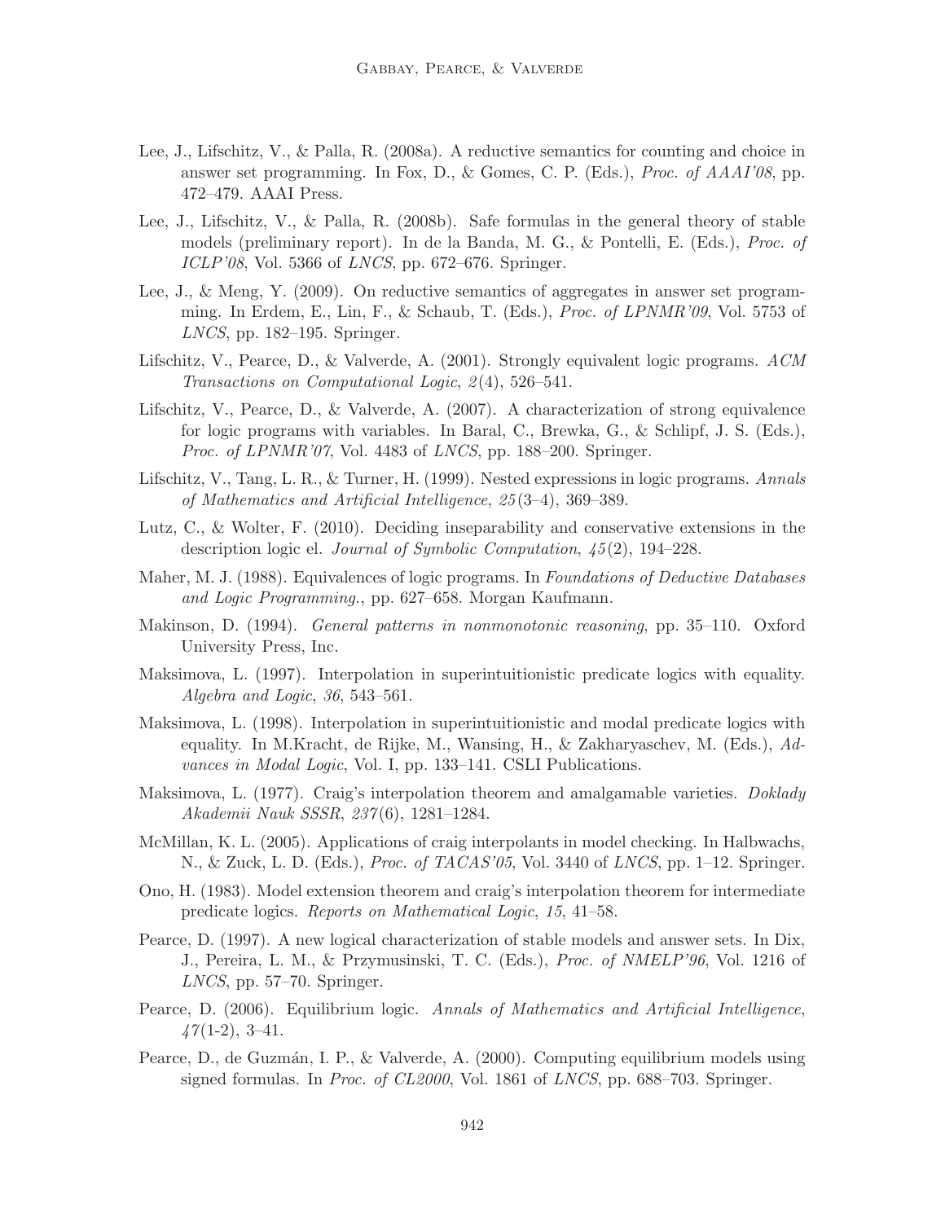Lee, J., Lifschitz, V., & Palla, R. (2008a). A reductive semantics for counting and choice in answer set programming. In Fox, D., & Gomes, C. P. (Eds.), *Proc. of AAAI'08*, pp. 472–479. AAAI Press.

Lee, J., Lifschitz, V., & Palla, R. (2008b). Safe formulas in the general theory of stable models (preliminary report). In de la Banda, M. G., & Pontelli, E. (Eds.), *Proc. of ICLP'08*, Vol. 5366 of *LNCS*, pp. 672–676. Springer.

Lee, J., & Meng, Y. (2009). On reductive semantics of aggregates in answer set programming. In Erdem, E., Lin, F., & Schaub, T. (Eds.), *Proc. of LPNMR'09*, Vol. 5753 of *LNCS*, pp. 182–195. Springer.

Lifschitz, V., Pearce, D., & Valverde, A. (2001). Strongly equivalent logic programs. *ACM Transactions on Computational Logic*, *2*(4), 526–541.

Lifschitz, V., Pearce, D., & Valverde, A. (2007). A characterization of strong equivalence for logic programs with variables. In Baral, C., Brewka, G., & Schlipf, J. S. (Eds.), *Proc. of LPNMR'07*, Vol. 4483 of *LNCS*, pp. 188–200. Springer.

Lifschitz, V., Tang, L. R., & Turner, H. (1999). Nested expressions in logic programs. *Annals of Mathematics and Artificial Intelligence*, *25*(3–4), 369–389.

Lutz, C., & Wolter, F. (2010). Deciding inseparability and conservative extensions in the description logic el. *Journal of Symbolic Computation*, *45*(2), 194–228.

Maher, M. J. (1988). Equivalences of logic programs. In *Foundations of Deductive Databases and Logic Programming.*, pp. 627–658. Morgan Kaufmann.

Makinson, D. (1994). *General patterns in nonmonotonic reasoning*, pp. 35–110. Oxford University Press, Inc.

Maksimova, L. (1997). Interpolation in superintuitionistic predicate logics with equality. *Algebra and Logic*, *36*, 543–561.

Maksimova, L. (1998). Interpolation in superintuitionistic and modal predicate logics with equality. In M.Kracht, de Rijke, M., Wansing, H., & Zakharyaschev, M. (Eds.), *Advances in Modal Logic*, Vol. I, pp. 133–141. CSLI Publications.

Maksimova, L. (1977). Craig's interpolation theorem and amalgamable varieties. *Doklady Akademii Nauk SSSR*, *237*(6), 1281–1284.

McMillan, K. L. (2005). Applications of craig interpolants in model checking. In Halbwachs, N., & Zuck, L. D. (Eds.), *Proc. of TACAS'05*, Vol. 3440 of *LNCS*, pp. 1–12. Springer.

Ono, H. (1983). Model extension theorem and craig's interpolation theorem for intermediate predicate logics. *Reports on Mathematical Logic*, *15*, 41–58.

Pearce, D. (1997). A new logical characterization of stable models and answer sets. In Dix, J., Pereira, L. M., & Przymusinski, T. C. (Eds.), *Proc. of NMELP'96*, Vol. 1216 of *LNCS*, pp. 57–70. Springer.

Pearce, D. (2006). Equilibrium logic. *Annals of Mathematics and Artificial Intelligence*, *47*(1-2), 3–41.

Pearce, D., de Guzmán, I. P., & Valverde, A. (2000). Computing equilibrium models using signed formulas. In *Proc. of CL2000*, Vol. 1861 of *LNCS*, pp. 688–703. Springer.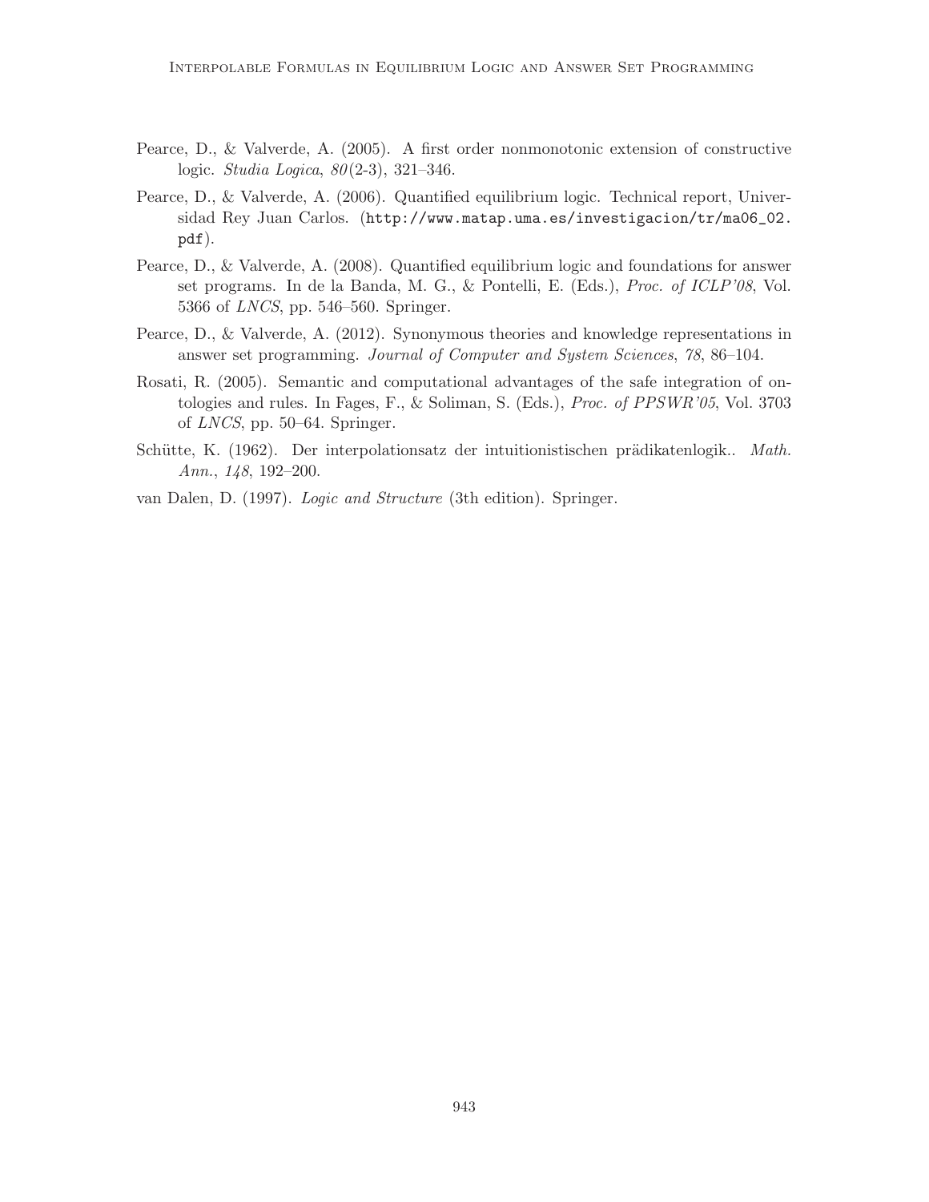Pearce, D., & Valverde, A. (2005). A first order nonmonotonic extension of constructive logic. *Studia Logica*, *80*(2-3), 321–346.

Pearce, D., & Valverde, A. (2006). Quantified equilibrium logic. Technical report, Universidad Rey Juan Carlos. (`http://www.matap.uma.es/investigacion/tr/ma06_02.pdf`).

Pearce, D., & Valverde, A. (2008). Quantified equilibrium logic and foundations for answer set programs. In de la Banda, M. G., & Pontelli, E. (Eds.), *Proc. of ICLP'08*, Vol. 5366 of *LNCS*, pp. 546–560. Springer.

Pearce, D., & Valverde, A. (2012). Synonymous theories and knowledge representations in answer set programming. *Journal of Computer and System Sciences*, *78*, 86–104.

Rosati, R. (2005). Semantic and computational advantages of the safe integration of ontologies and rules. In Fages, F., & Soliman, S. (Eds.), *Proc. of PPSWR'05*, Vol. 3703 of *LNCS*, pp. 50–64. Springer.

Schütte, K. (1962). Der interpolationsatz der intuitionistischen prädikatenlogik.. *Math. Ann.*, *148*, 192–200.

van Dalen, D. (1997). *Logic and Structure* (3th edition). Springer.